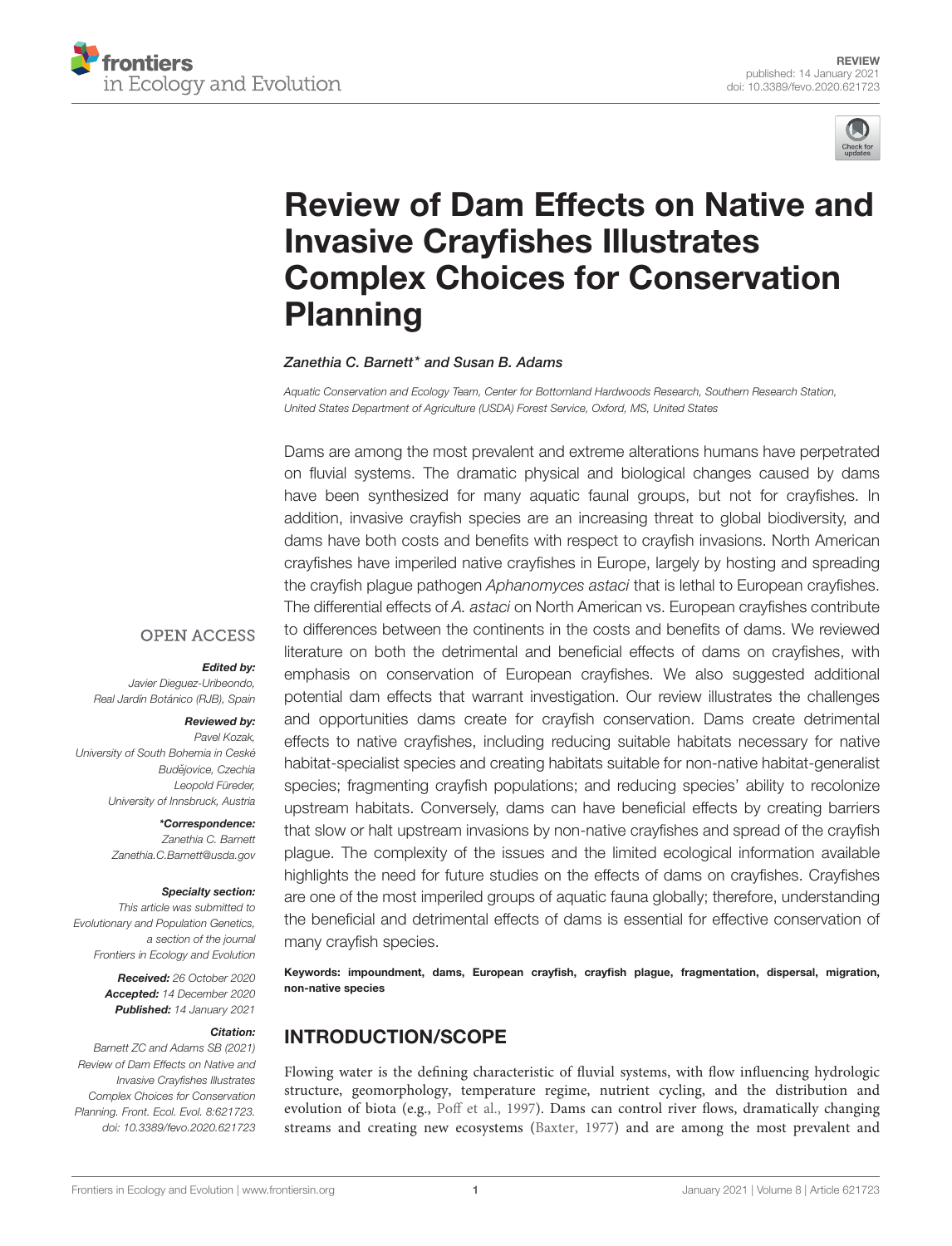REVIEW
published: 14 January 2021
doi: 10.3389/fevo.2020.621723

# Review of Dam Effects on Native and Invasive Crayfishes Illustrates Complex Choices for Conservation Planning

*Zanethia C. Barnett\* and Susan B. Adams*

*Aquatic Conservation and Ecology Team, Center for Bottomland Hardwoods Research, Southern Research Station, United States Department of Agriculture (USDA) Forest Service, Oxford, MS, United States*

Dams are among the most prevalent and extreme alterations humans have perpetrated on fluvial systems. The dramatic physical and biological changes caused by dams have been synthesized for many aquatic faunal groups, but not for crayfishes. In addition, invasive crayfish species are an increasing threat to global biodiversity, and dams have both costs and benefits with respect to crayfish invasions. North American crayfishes have imperiled native crayfishes in Europe, largely by hosting and spreading the crayfish plague pathogen *Aphanomyces astaci* that is lethal to European crayfishes. The differential effects of *A. astaci* on North American vs. European crayfishes contribute to differences between the continents in the costs and benefits of dams. We reviewed literature on both the detrimental and beneficial effects of dams on crayfishes, with emphasis on conservation of European crayfishes. We also suggested additional potential dam effects that warrant investigation. Our review illustrates the challenges and opportunities dams create for crayfish conservation. Dams create detrimental effects to native crayfishes, including reducing suitable habitats necessary for native habitat-specialist species and creating habitats suitable for non-native habitat-generalist species; fragmenting crayfish populations; and reducing species' ability to recolonize upstream habitats. Conversely, dams can have beneficial effects by creating barriers that slow or halt upstream invasions by non-native crayfishes and spread of the crayfish plague. The complexity of the issues and the limited ecological information available highlights the need for future studies on the effects of dams on crayfishes. Crayfishes are one of the most imperiled groups of aquatic fauna globally; therefore, understanding the beneficial and detrimental effects of dams is essential for effective conservation of many crayfish species.

**Keywords: impoundment, dams, European crayfish, crayfish plague, fragmentation, dispersal, migration, non-native species**

OPEN ACCESS

***Edited by:***
*Javier Dieguez-Uribeondo, Real Jardín Botánico (RJB), Spain*

***Reviewed by:***
*Pavel Kozak, University of South Bohemia in České Budějovice, Czechia*
*Leopold Füreder, University of Innsbruck, Austria*

***\*Correspondence:***
*Zanethia C. Barnett*
*Zanethia.C.Barnett@usda.gov*

***Specialty section:***
*This article was submitted to Evolutionary and Population Genetics, a section of the journal Frontiers in Ecology and Evolution*

***Received:*** *26 October 2020*
***Accepted:*** *14 December 2020*
***Published:*** *14 January 2021*

***Citation:***
*Barnett ZC and Adams SB (2021) Review of Dam Effects on Native and Invasive Crayfishes Illustrates Complex Choices for Conservation Planning. Front. Ecol. Evol. 8:621723. doi: 10.3389/fevo.2020.621723*

## INTRODUCTION/SCOPE

Flowing water is the defining characteristic of fluvial systems, with flow influencing hydrologic structure, geomorphology, temperature regime, nutrient cycling, and the distribution and evolution of biota (e.g., Poff et al., 1997). Dams can control river flows, dramatically changing streams and creating new ecosystems (Baxter, 1977) and are among the most prevalent and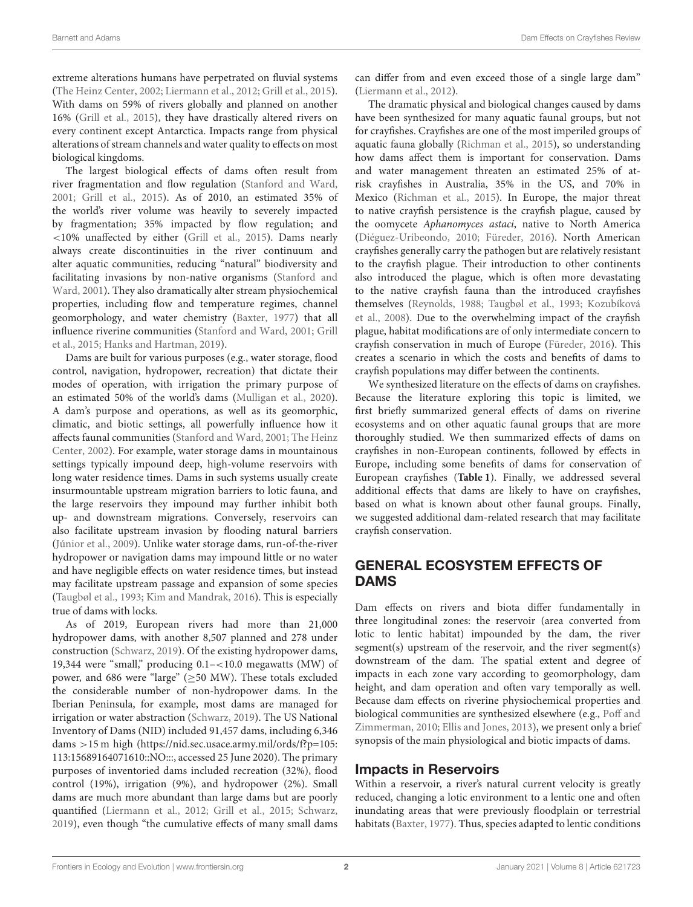extreme alterations humans have perpetrated on fluvial systems (The Heinz Center, 2002; Liermann et al., 2012; Grill et al., 2015). With dams on 59% of rivers globally and planned on another 16% (Grill et al., 2015), they have drastically altered rivers on every continent except Antarctica. Impacts range from physical alterations of stream channels and water quality to effects on most biological kingdoms.

The largest biological effects of dams often result from river fragmentation and flow regulation (Stanford and Ward, 2001; Grill et al., 2015). As of 2010, an estimated 35% of the world's river volume was heavily to severely impacted by fragmentation; 35% impacted by flow regulation; and <10% unaffected by either (Grill et al., 2015). Dams nearly always create discontinuities in the river continuum and alter aquatic communities, reducing "natural" biodiversity and facilitating invasions by non-native organisms (Stanford and Ward, 2001). They also dramatically alter stream physiochemical properties, including flow and temperature regimes, channel geomorphology, and water chemistry (Baxter, 1977) that all influence riverine communities (Stanford and Ward, 2001; Grill et al., 2015; Hanks and Hartman, 2019).

Dams are built for various purposes (e.g., water storage, flood control, navigation, hydropower, recreation) that dictate their modes of operation, with irrigation the primary purpose of an estimated 50% of the world's dams (Mulligan et al., 2020). A dam's purpose and operations, as well as its geomorphic, climatic, and biotic settings, all powerfully influence how it affects faunal communities (Stanford and Ward, 2001; The Heinz Center, 2002). For example, water storage dams in mountainous settings typically impound deep, high-volume reservoirs with long water residence times. Dams in such systems usually create insurmountable upstream migration barriers to lotic fauna, and the large reservoirs they impound may further inhibit both up- and downstream migrations. Conversely, reservoirs can also facilitate upstream invasion by flooding natural barriers (Júnior et al., 2009). Unlike water storage dams, run-of-the-river hydropower or navigation dams may impound little or no water and have negligible effects on water residence times, but instead may facilitate upstream passage and expansion of some species (Taugbøl et al., 1993; Kim and Mandrak, 2016). This is especially true of dams with locks.

As of 2019, European rivers had more than 21,000 hydropower dams, with another 8,507 planned and 278 under construction (Schwarz, 2019). Of the existing hydropower dams, 19,344 were "small," producing 0.1–<10.0 megawatts (MW) of power, and 686 were "large" (≥50 MW). These totals excluded the considerable number of non-hydropower dams. In the Iberian Peninsula, for example, most dams are managed for irrigation or water abstraction (Schwarz, 2019). The US National Inventory of Dams (NID) included 91,457 dams, including 6,346 dams >15 m high (https://nid.sec.usace.army.mil/ords/f?p=105:113:15689164071610::NO:::, accessed 25 June 2020). The primary purposes of inventoried dams included recreation (32%), flood control (19%), irrigation (9%), and hydropower (2%). Small dams are much more abundant than large dams but are poorly quantified (Liermann et al., 2012; Grill et al., 2015; Schwarz, 2019), even though "the cumulative effects of many small dams can differ from and even exceed those of a single large dam" (Liermann et al., 2012).

The dramatic physical and biological changes caused by dams have been synthesized for many aquatic faunal groups, but not for crayfishes. Crayfishes are one of the most imperiled groups of aquatic fauna globally (Richman et al., 2015), so understanding how dams affect them is important for conservation. Dams and water management threaten an estimated 25% of at-risk crayfishes in Australia, 35% in the US, and 70% in Mexico (Richman et al., 2015). In Europe, the major threat to native crayfish persistence is the crayfish plague, caused by the oomycete *Aphanomyces astaci*, native to North America (Diéguez-Uribeondo, 2010; Füreder, 2016). North American crayfishes generally carry the pathogen but are relatively resistant to the crayfish plague. Their introduction to other continents also introduced the plague, which is often more devastating to the native crayfish fauna than the introduced crayfishes themselves (Reynolds, 1988; Taugbøl et al., 1993; Kozubíková et al., 2008). Due to the overwhelming impact of the crayfish plague, habitat modifications are of only intermediate concern to crayfish conservation in much of Europe (Füreder, 2016). This creates a scenario in which the costs and benefits of dams to crayfish populations may differ between the continents.

We synthesized literature on the effects of dams on crayfishes. Because the literature exploring this topic is limited, we first briefly summarized general effects of dams on riverine ecosystems and on other aquatic faunal groups that are more thoroughly studied. We then summarized effects of dams on crayfishes in non-European continents, followed by effects in Europe, including some benefits of dams for conservation of European crayfishes (**Table 1**). Finally, we addressed several additional effects that dams are likely to have on crayfishes, based on what is known about other faunal groups. Finally, we suggested additional dam-related research that may facilitate crayfish conservation.

## GENERAL ECOSYSTEM EFFECTS OF DAMS

Dam effects on rivers and biota differ fundamentally in three longitudinal zones: the reservoir (area converted from lotic to lentic habitat) impounded by the dam, the river segment(s) upstream of the reservoir, and the river segment(s) downstream of the dam. The spatial extent and degree of impacts in each zone vary according to geomorphology, dam height, and dam operation and often vary temporally as well. Because dam effects on riverine physiochemical properties and biological communities are synthesized elsewhere (e.g., Poff and Zimmerman, 2010; Ellis and Jones, 2013), we present only a brief synopsis of the main physiological and biotic impacts of dams.

### Impacts in Reservoirs

Within a reservoir, a river's natural current velocity is greatly reduced, changing a lotic environment to a lentic one and often inundating areas that were previously floodplain or terrestrial habitats (Baxter, 1977). Thus, species adapted to lentic conditions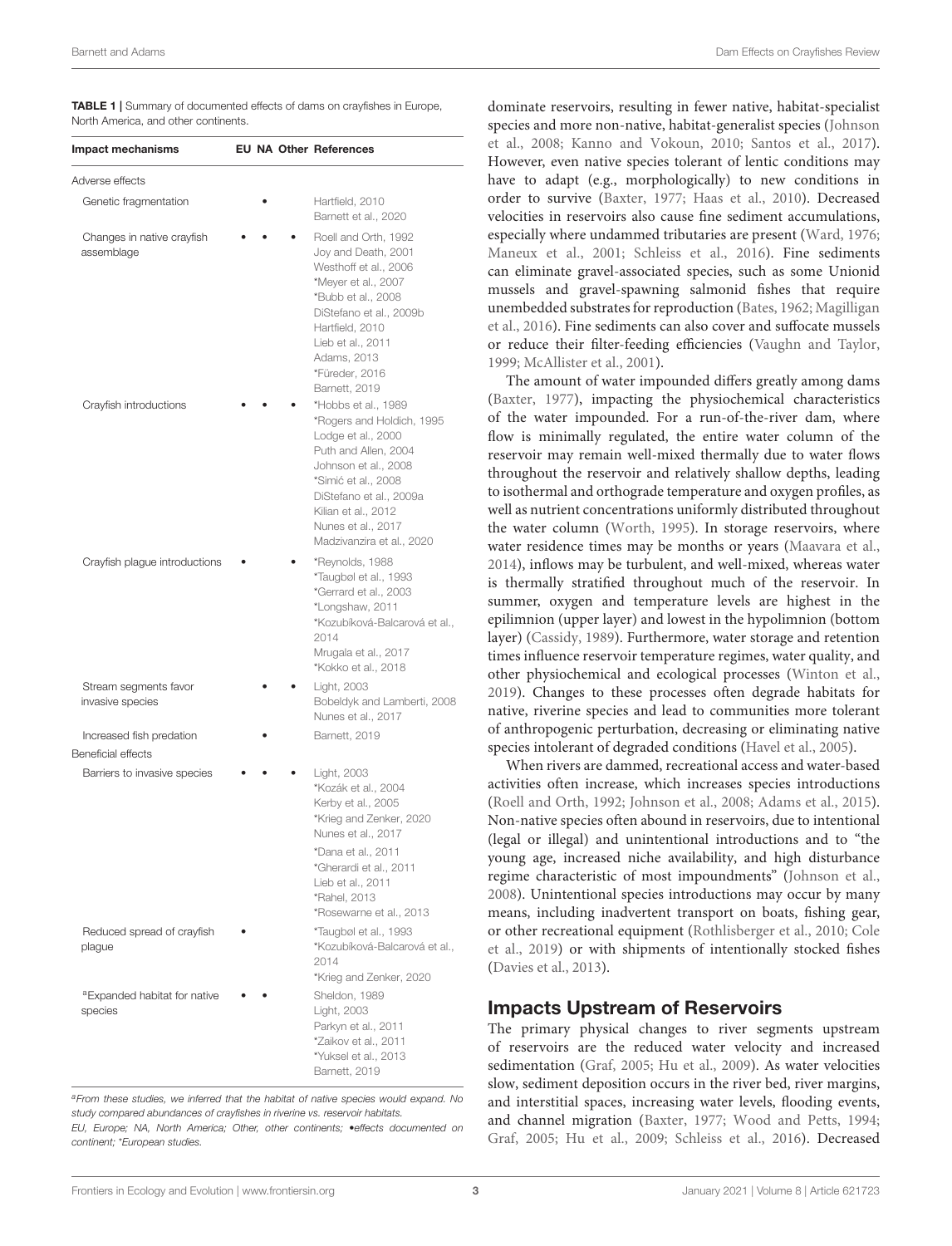**TABLE 1** | Summary of documented effects of dams on crayfishes in Europe, North America, and other continents.

| Impact mechanisms | EU | NA | Other | References |
|---|---|---|---|---|
| Adverse effects | | | | |
| Genetic fragmentation | | • | | Hartfield, 2010<br>Barnett et al., 2020 |
| Changes in native crayfish assemblage | • | • | • | Roell and Orth, 1992<br>Joy and Death, 2001<br>Westhoff et al., 2006<br>*Meyer et al., 2007<br>*Bubb et al., 2008<br>DiStefano et al., 2009b<br>Hartfield, 2010<br>Lieb et al., 2011<br>Adams, 2013<br>*Füreder, 2016<br>Barnett, 2019 |
| Crayfish introductions | • | • | • | *Hobbs et al., 1989<br>*Rogers and Holdich, 1995<br>Lodge et al., 2000<br>Puth and Allen, 2004<br>Johnson et al., 2008<br>*Simić et al., 2008<br>DiStefano et al., 2009a<br>Kilian et al., 2012<br>Nunes et al., 2017<br>Madzivanzira et al., 2020 |
| Crayfish plague introductions | • | | • | *Reynolds, 1988<br>*Taugbøl et al., 1993<br>*Gerrard et al., 2003<br>*Longshaw, 2011<br>*Kozubíková-Balcarová et al., 2014<br>Mrugala et al., 2017<br>*Kokko et al., 2018 |
| Stream segments favor invasive species | | • | • | Light, 2003<br>Bobeldyk and Lamberti, 2008<br>Nunes et al., 2017 |
| Increased fish predation | | • | | Barnett, 2019 |
| Beneficial effects | | | | |
| Barriers to invasive species | • | • | • | Light, 2003<br>*Kozák et al., 2004<br>Kerby et al., 2005<br>*Krieg and Zenker, 2020<br>Nunes et al., 2017<br>*Dana et al., 2011<br>*Gherardi et al., 2011<br>Lieb et al., 2011<br>*Rahel, 2013<br>*Rosewarne et al., 2013 |
| Reduced spread of crayfish plague | • | | | *Taugbøl et al., 1993<br>*Kozubíková-Balcarová et al., 2014<br>*Krieg and Zenker, 2020 |
| [a]Expanded habitat for native species | • | • | | Sheldon, 1989<br>Light, 2003<br>Parkyn et al., 2011<br>*Zaikov et al., 2011<br>*Yuksel et al., 2013<br>Barnett, 2019 |

[a]From these studies, we inferred that the habitat of native species would expand. No study compared abundances of crayfishes in riverine vs. reservoir habitats.
EU, Europe; NA, North America; Other, other continents; •effects documented on continent; *European studies.

dominate reservoirs, resulting in fewer native, habitat-specialist species and more non-native, habitat-generalist species (Johnson et al., 2008; Kanno and Vokoun, 2010; Santos et al., 2017). However, even native species tolerant of lentic conditions may have to adapt (e.g., morphologically) to new conditions in order to survive (Baxter, 1977; Haas et al., 2010). Decreased velocities in reservoirs also cause fine sediment accumulations, especially where undammed tributaries are present (Ward, 1976; Maneux et al., 2001; Schleiss et al., 2016). Fine sediments can eliminate gravel-associated species, such as some Unionid mussels and gravel-spawning salmonid fishes that require unembedded substrates for reproduction (Bates, 1962; Magilligan et al., 2016). Fine sediments can also cover and suffocate mussels or reduce their filter-feeding efficiencies (Vaughn and Taylor, 1999; McAllister et al., 2001).

The amount of water impounded differs greatly among dams (Baxter, 1977), impacting the physiochemical characteristics of the water impounded. For a run-of-the-river dam, where flow is minimally regulated, the entire water column of the reservoir may remain well-mixed thermally due to water flows throughout the reservoir and relatively shallow depths, leading to isothermal and orthograde temperature and oxygen profiles, as well as nutrient concentrations uniformly distributed throughout the water column (Worth, 1995). In storage reservoirs, where water residence times may be months or years (Maavara et al., 2014), inflows may be turbulent, and well-mixed, whereas water is thermally stratified throughout much of the reservoir. In summer, oxygen and temperature levels are highest in the epilimnion (upper layer) and lowest in the hypolimnion (bottom layer) (Cassidy, 1989). Furthermore, water storage and retention times influence reservoir temperature regimes, water quality, and other physiochemical and ecological processes (Winton et al., 2019). Changes to these processes often degrade habitats for native, riverine species and lead to communities more tolerant of anthropogenic perturbation, decreasing or eliminating native species intolerant of degraded conditions (Havel et al., 2005).

When rivers are dammed, recreational access and water-based activities often increase, which increases species introductions (Roell and Orth, 1992; Johnson et al., 2008; Adams et al., 2015). Non-native species often abound in reservoirs, due to intentional (legal or illegal) and unintentional introductions and to "the young age, increased niche availability, and high disturbance regime characteristic of most impoundments" (Johnson et al., 2008). Unintentional species introductions may occur by many means, including inadvertent transport on boats, fishing gear, or other recreational equipment (Rothlisberger et al., 2010; Cole et al., 2019) or with shipments of intentionally stocked fishes (Davies et al., 2013).

## Impacts Upstream of Reservoirs

The primary physical changes to river segments upstream of reservoirs are the reduced water velocity and increased sedimentation (Graf, 2005; Hu et al., 2009). As water velocities slow, sediment deposition occurs in the river bed, river margins, and interstitial spaces, increasing water levels, flooding events, and channel migration (Baxter, 1977; Wood and Petts, 1994; Graf, 2005; Hu et al., 2009; Schleiss et al., 2016). Decreased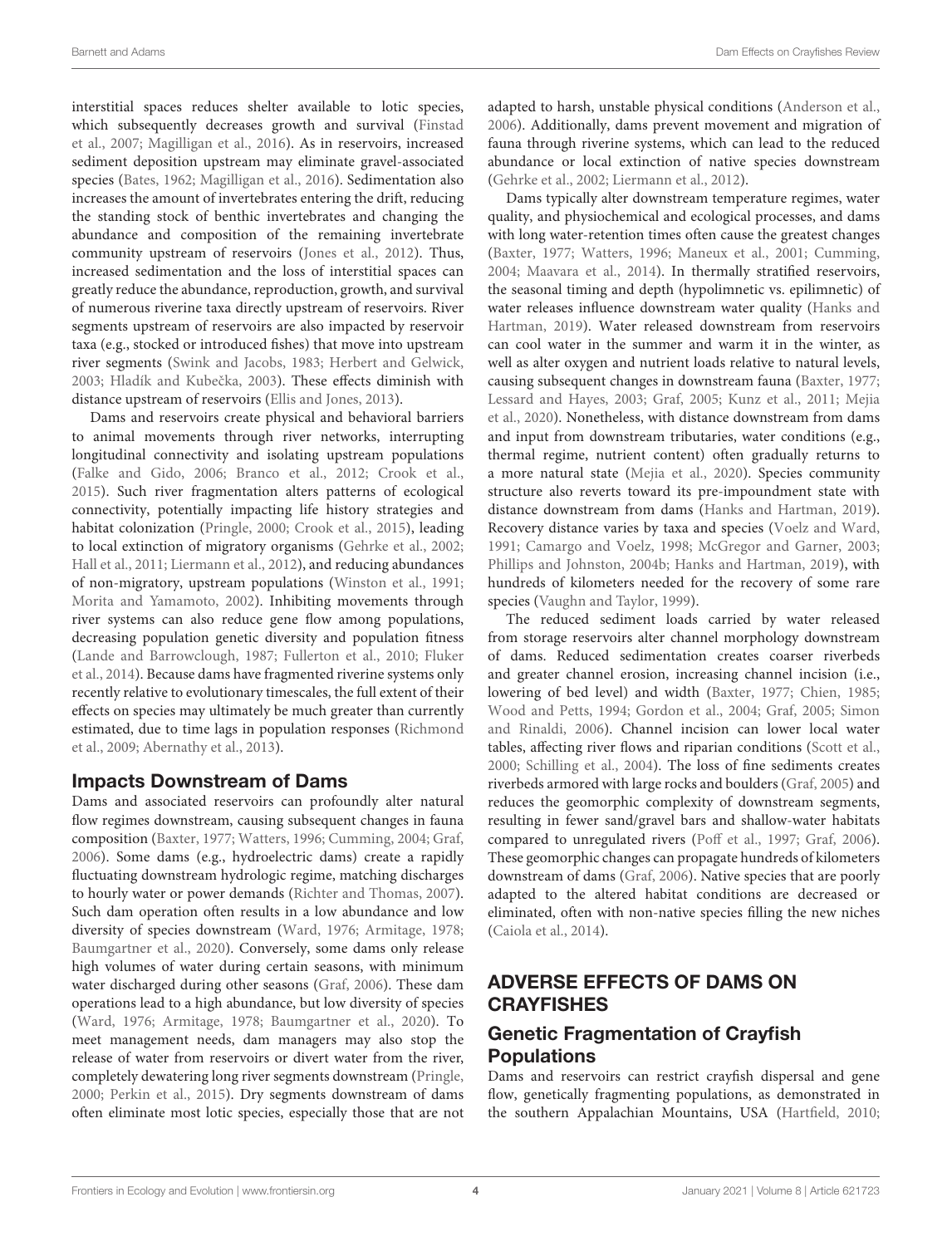interstitial spaces reduces shelter available to lotic species, which subsequently decreases growth and survival (Finstad et al., 2007; Magilligan et al., 2016). In reservoirs, increased sediment deposition upstream may eliminate gravel-associated species (Bates, 1962; Magilligan et al., 2016). Sedimentation also increases the amount of invertebrates entering the drift, reducing the standing stock of benthic invertebrates and changing the abundance and composition of the remaining invertebrate community upstream of reservoirs (Jones et al., 2012). Thus, increased sedimentation and the loss of interstitial spaces can greatly reduce the abundance, reproduction, growth, and survival of numerous riverine taxa directly upstream of reservoirs. River segments upstream of reservoirs are also impacted by reservoir taxa (e.g., stocked or introduced fishes) that move into upstream river segments (Swink and Jacobs, 1983; Herbert and Gelwick, 2003; Hladík and Kubečka, 2003). These effects diminish with distance upstream of reservoirs (Ellis and Jones, 2013).

Dams and reservoirs create physical and behavioral barriers to animal movements through river networks, interrupting longitudinal connectivity and isolating upstream populations (Falke and Gido, 2006; Branco et al., 2012; Crook et al., 2015). Such river fragmentation alters patterns of ecological connectivity, potentially impacting life history strategies and habitat colonization (Pringle, 2000; Crook et al., 2015), leading to local extinction of migratory organisms (Gehrke et al., 2002; Hall et al., 2011; Liermann et al., 2012), and reducing abundances of non-migratory, upstream populations (Winston et al., 1991; Morita and Yamamoto, 2002). Inhibiting movements through river systems can also reduce gene flow among populations, decreasing population genetic diversity and population fitness (Lande and Barrowclough, 1987; Fullerton et al., 2010; Fluker et al., 2014). Because dams have fragmented riverine systems only recently relative to evolutionary timescales, the full extent of their effects on species may ultimately be much greater than currently estimated, due to time lags in population responses (Richmond et al., 2009; Abernathy et al., 2013).

## Impacts Downstream of Dams

Dams and associated reservoirs can profoundly alter natural flow regimes downstream, causing subsequent changes in fauna composition (Baxter, 1977; Watters, 1996; Cumming, 2004; Graf, 2006). Some dams (e.g., hydroelectric dams) create a rapidly fluctuating downstream hydrologic regime, matching discharges to hourly water or power demands (Richter and Thomas, 2007). Such dam operation often results in a low abundance and low diversity of species downstream (Ward, 1976; Armitage, 1978; Baumgartner et al., 2020). Conversely, some dams only release high volumes of water during certain seasons, with minimum water discharged during other seasons (Graf, 2006). These dam operations lead to a high abundance, but low diversity of species (Ward, 1976; Armitage, 1978; Baumgartner et al., 2020). To meet management needs, dam managers may also stop the release of water from reservoirs or divert water from the river, completely dewatering long river segments downstream (Pringle, 2000; Perkin et al., 2015). Dry segments downstream of dams often eliminate most lotic species, especially those that are not adapted to harsh, unstable physical conditions (Anderson et al., 2006). Additionally, dams prevent movement and migration of fauna through riverine systems, which can lead to the reduced abundance or local extinction of native species downstream (Gehrke et al., 2002; Liermann et al., 2012).

Dams typically alter downstream temperature regimes, water quality, and physiochemical and ecological processes, and dams with long water-retention times often cause the greatest changes (Baxter, 1977; Watters, 1996; Maneux et al., 2001; Cumming, 2004; Maavara et al., 2014). In thermally stratified reservoirs, the seasonal timing and depth (hypolimnetic vs. epilimnetic) of water releases influence downstream water quality (Hanks and Hartman, 2019). Water released downstream from reservoirs can cool water in the summer and warm it in the winter, as well as alter oxygen and nutrient loads relative to natural levels, causing subsequent changes in downstream fauna (Baxter, 1977; Lessard and Hayes, 2003; Graf, 2005; Kunz et al., 2011; Mejia et al., 2020). Nonetheless, with distance downstream from dams and input from downstream tributaries, water conditions (e.g., thermal regime, nutrient content) often gradually returns to a more natural state (Mejia et al., 2020). Species community structure also reverts toward its pre-impoundment state with distance downstream from dams (Hanks and Hartman, 2019). Recovery distance varies by taxa and species (Voelz and Ward, 1991; Camargo and Voelz, 1998; McGregor and Garner, 2003; Phillips and Johnston, 2004b; Hanks and Hartman, 2019), with hundreds of kilometers needed for the recovery of some rare species (Vaughn and Taylor, 1999).

The reduced sediment loads carried by water released from storage reservoirs alter channel morphology downstream of dams. Reduced sedimentation creates coarser riverbeds and greater channel erosion, increasing channel incision (i.e., lowering of bed level) and width (Baxter, 1977; Chien, 1985; Wood and Petts, 1994; Gordon et al., 2004; Graf, 2005; Simon and Rinaldi, 2006). Channel incision can lower local water tables, affecting river flows and riparian conditions (Scott et al., 2000; Schilling et al., 2004). The loss of fine sediments creates riverbeds armored with large rocks and boulders (Graf, 2005) and reduces the geomorphic complexity of downstream segments, resulting in fewer sand/gravel bars and shallow-water habitats compared to unregulated rivers (Poff et al., 1997; Graf, 2006). These geomorphic changes can propagate hundreds of kilometers downstream of dams (Graf, 2006). Native species that are poorly adapted to the altered habitat conditions are decreased or eliminated, often with non-native species filling the new niches (Caiola et al., 2014).

# ADVERSE EFFECTS OF DAMS ON CRAYFISHES

## Genetic Fragmentation of Crayfish Populations

Dams and reservoirs can restrict crayfish dispersal and gene flow, genetically fragmenting populations, as demonstrated in the southern Appalachian Mountains, USA (Hartfield, 2010;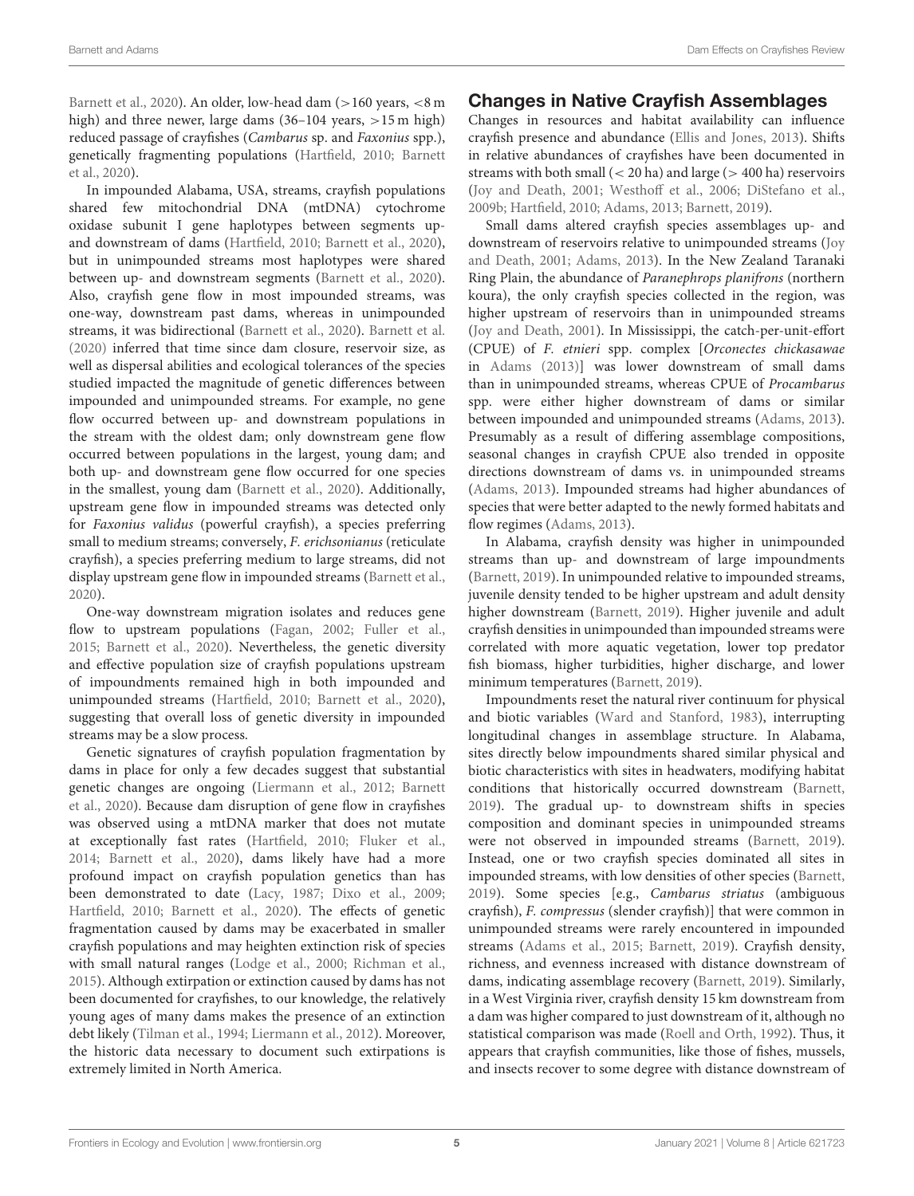Barnett et al., 2020). An older, low-head dam (>160 years, <8 m high) and three newer, large dams (36–104 years, >15 m high) reduced passage of crayfishes (*Cambarus* sp. and *Faxonius* spp.), genetically fragmenting populations (Hartfield, 2010; Barnett et al., 2020).

In impounded Alabama, USA, streams, crayfish populations shared few mitochondrial DNA (mtDNA) cytochrome oxidase subunit I gene haplotypes between segments up- and downstream of dams (Hartfield, 2010; Barnett et al., 2020), but in unimpounded streams most haplotypes were shared between up- and downstream segments (Barnett et al., 2020). Also, crayfish gene flow in most impounded streams, was one-way, downstream past dams, whereas in unimpounded streams, it was bidirectional (Barnett et al., 2020). Barnett et al. (2020) inferred that time since dam closure, reservoir size, as well as dispersal abilities and ecological tolerances of the species studied impacted the magnitude of genetic differences between impounded and unimpounded streams. For example, no gene flow occurred between up- and downstream populations in the stream with the oldest dam; only downstream gene flow occurred between populations in the largest, young dam; and both up- and downstream gene flow occurred for one species in the smallest, young dam (Barnett et al., 2020). Additionally, upstream gene flow in impounded streams was detected only for *Faxonius validus* (powerful crayfish), a species preferring small to medium streams; conversely, *F. erichsonianus* (reticulate crayfish), a species preferring medium to large streams, did not display upstream gene flow in impounded streams (Barnett et al., 2020).

One-way downstream migration isolates and reduces gene flow to upstream populations (Fagan, 2002; Fuller et al., 2015; Barnett et al., 2020). Nevertheless, the genetic diversity and effective population size of crayfish populations upstream of impoundments remained high in both impounded and unimpounded streams (Hartfield, 2010; Barnett et al., 2020), suggesting that overall loss of genetic diversity in impounded streams may be a slow process.

Genetic signatures of crayfish population fragmentation by dams in place for only a few decades suggest that substantial genetic changes are ongoing (Liermann et al., 2012; Barnett et al., 2020). Because dam disruption of gene flow in crayfishes was observed using a mtDNA marker that does not mutate at exceptionally fast rates (Hartfield, 2010; Fluker et al., 2014; Barnett et al., 2020), dams likely have had a more profound impact on crayfish population genetics than has been demonstrated to date (Lacy, 1987; Dixo et al., 2009; Hartfield, 2010; Barnett et al., 2020). The effects of genetic fragmentation caused by dams may be exacerbated in smaller crayfish populations and may heighten extinction risk of species with small natural ranges (Lodge et al., 2000; Richman et al., 2015). Although extirpation or extinction caused by dams has not been documented for crayfishes, to our knowledge, the relatively young ages of many dams makes the presence of an extinction debt likely (Tilman et al., 1994; Liermann et al., 2012). Moreover, the historic data necessary to document such extirpations is extremely limited in North America.

## Changes in Native Crayfish Assemblages

Changes in resources and habitat availability can influence crayfish presence and abundance (Ellis and Jones, 2013). Shifts in relative abundances of crayfishes have been documented in streams with both small (< 20 ha) and large (> 400 ha) reservoirs (Joy and Death, 2001; Westhoff et al., 2006; DiStefano et al., 2009b; Hartfield, 2010; Adams, 2013; Barnett, 2019).

Small dams altered crayfish species assemblages up- and downstream of reservoirs relative to unimpounded streams (Joy and Death, 2001; Adams, 2013). In the New Zealand Taranaki Ring Plain, the abundance of *Paranephrops planifrons* (northern koura), the only crayfish species collected in the region, was higher upstream of reservoirs than in unimpounded streams (Joy and Death, 2001). In Mississippi, the catch-per-unit-effort (CPUE) of *F. etnieri* spp. complex [*Orconectes chickasawae* in Adams (2013)] was lower downstream of small dams than in unimpounded streams, whereas CPUE of *Procambarus* spp. were either higher downstream of dams or similar between impounded and unimpounded streams (Adams, 2013). Presumably as a result of differing assemblage compositions, seasonal changes in crayfish CPUE also trended in opposite directions downstream of dams vs. in unimpounded streams (Adams, 2013). Impounded streams had higher abundances of species that were better adapted to the newly formed habitats and flow regimes (Adams, 2013).

In Alabama, crayfish density was higher in unimpounded streams than up- and downstream of large impoundments (Barnett, 2019). In unimpounded relative to impounded streams, juvenile density tended to be higher upstream and adult density higher downstream (Barnett, 2019). Higher juvenile and adult crayfish densities in unimpounded than impounded streams were correlated with more aquatic vegetation, lower top predator fish biomass, higher turbidities, higher discharge, and lower minimum temperatures (Barnett, 2019).

Impoundments reset the natural river continuum for physical and biotic variables (Ward and Stanford, 1983), interrupting longitudinal changes in assemblage structure. In Alabama, sites directly below impoundments shared similar physical and biotic characteristics with sites in headwaters, modifying habitat conditions that historically occurred downstream (Barnett, 2019). The gradual up- to downstream shifts in species composition and dominant species in unimpounded streams were not observed in impounded streams (Barnett, 2019). Instead, one or two crayfish species dominated all sites in impounded streams, with low densities of other species (Barnett, 2019). Some species [e.g., *Cambarus striatus* (ambiguous crayfish), *F. compressus* (slender crayfish)] that were common in unimpounded streams were rarely encountered in impounded streams (Adams et al., 2015; Barnett, 2019). Crayfish density, richness, and evenness increased with distance downstream of dams, indicating assemblage recovery (Barnett, 2019). Similarly, in a West Virginia river, crayfish density 15 km downstream from a dam was higher compared to just downstream of it, although no statistical comparison was made (Roell and Orth, 1992). Thus, it appears that crayfish communities, like those of fishes, mussels, and insects recover to some degree with distance downstream of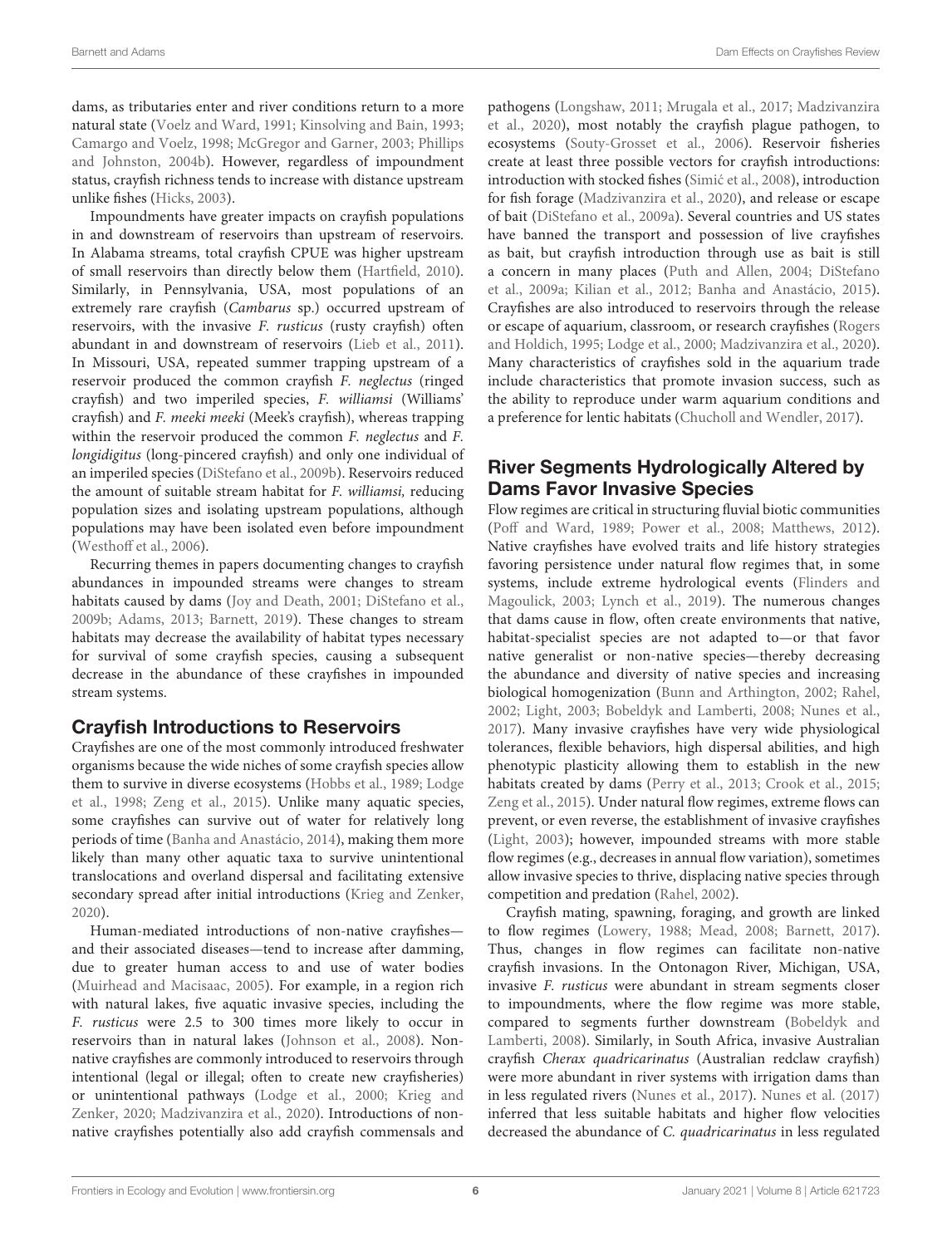dams, as tributaries enter and river conditions return to a more natural state (Voelz and Ward, 1991; Kinsolving and Bain, 1993; Camargo and Voelz, 1998; McGregor and Garner, 2003; Phillips and Johnston, 2004b). However, regardless of impoundment status, crayfish richness tends to increase with distance upstream unlike fishes (Hicks, 2003).

Impoundments have greater impacts on crayfish populations in and downstream of reservoirs than upstream of reservoirs. In Alabama streams, total crayfish CPUE was higher upstream of small reservoirs than directly below them (Hartfield, 2010). Similarly, in Pennsylvania, USA, most populations of an extremely rare crayfish (*Cambarus* sp.) occurred upstream of reservoirs, with the invasive *F. rusticus* (rusty crayfish) often abundant in and downstream of reservoirs (Lieb et al., 2011). In Missouri, USA, repeated summer trapping upstream of a reservoir produced the common crayfish *F. neglectus* (ringed crayfish) and two imperiled species, *F. williamsi* (Williams' crayfish) and *F. meeki meeki* (Meek's crayfish), whereas trapping within the reservoir produced the common *F. neglectus* and *F. longidigitus* (long-pincered crayfish) and only one individual of an imperiled species (DiStefano et al., 2009b). Reservoirs reduced the amount of suitable stream habitat for *F. williamsi,* reducing population sizes and isolating upstream populations, although populations may have been isolated even before impoundment (Westhoff et al., 2006).

Recurring themes in papers documenting changes to crayfish abundances in impounded streams were changes to stream habitats caused by dams (Joy and Death, 2001; DiStefano et al., 2009b; Adams, 2013; Barnett, 2019). These changes to stream habitats may decrease the availability of habitat types necessary for survival of some crayfish species, causing a subsequent decrease in the abundance of these crayfishes in impounded stream systems.

## Crayfish Introductions to Reservoirs

Crayfishes are one of the most commonly introduced freshwater organisms because the wide niches of some crayfish species allow them to survive in diverse ecosystems (Hobbs et al., 1989; Lodge et al., 1998; Zeng et al., 2015). Unlike many aquatic species, some crayfishes can survive out of water for relatively long periods of time (Banha and Anastácio, 2014), making them more likely than many other aquatic taxa to survive unintentional translocations and overland dispersal and facilitating extensive secondary spread after initial introductions (Krieg and Zenker, 2020).

Human-mediated introductions of non-native crayfishes—and their associated diseases—tend to increase after damming, due to greater human access to and use of water bodies (Muirhead and Macisaac, 2005). For example, in a region rich with natural lakes, five aquatic invasive species, including the *F. rusticus* were 2.5 to 300 times more likely to occur in reservoirs than in natural lakes (Johnson et al., 2008). Non-native crayfishes are commonly introduced to reservoirs through intentional (legal or illegal; often to create new crayfisheries) or unintentional pathways (Lodge et al., 2000; Krieg and Zenker, 2020; Madzivanzira et al., 2020). Introductions of non-native crayfishes potentially also add crayfish commensals and pathogens (Longshaw, 2011; Mrugala et al., 2017; Madzivanzira et al., 2020), most notably the crayfish plague pathogen, to ecosystems (Souty-Grosset et al., 2006). Reservoir fisheries create at least three possible vectors for crayfish introductions: introduction with stocked fishes (Simić et al., 2008), introduction for fish forage (Madzivanzira et al., 2020), and release or escape of bait (DiStefano et al., 2009a). Several countries and US states have banned the transport and possession of live crayfishes as bait, but crayfish introduction through use as bait is still a concern in many places (Puth and Allen, 2004; DiStefano et al., 2009a; Kilian et al., 2012; Banha and Anastácio, 2015). Crayfishes are also introduced to reservoirs through the release or escape of aquarium, classroom, or research crayfishes (Rogers and Holdich, 1995; Lodge et al., 2000; Madzivanzira et al., 2020). Many characteristics of crayfishes sold in the aquarium trade include characteristics that promote invasion success, such as the ability to reproduce under warm aquarium conditions and a preference for lentic habitats (Chucholl and Wendler, 2017).

## River Segments Hydrologically Altered by Dams Favor Invasive Species

Flow regimes are critical in structuring fluvial biotic communities (Poff and Ward, 1989; Power et al., 2008; Matthews, 2012). Native crayfishes have evolved traits and life history strategies favoring persistence under natural flow regimes that, in some systems, include extreme hydrological events (Flinders and Magoulick, 2003; Lynch et al., 2019). The numerous changes that dams cause in flow, often create environments that native, habitat-specialist species are not adapted to—or that favor native generalist or non-native species—thereby decreasing the abundance and diversity of native species and increasing biological homogenization (Bunn and Arthington, 2002; Rahel, 2002; Light, 2003; Bobeldyk and Lamberti, 2008; Nunes et al., 2017). Many invasive crayfishes have very wide physiological tolerances, flexible behaviors, high dispersal abilities, and high phenotypic plasticity allowing them to establish in the new habitats created by dams (Perry et al., 2013; Crook et al., 2015; Zeng et al., 2015). Under natural flow regimes, extreme flows can prevent, or even reverse, the establishment of invasive crayfishes (Light, 2003); however, impounded streams with more stable flow regimes (e.g., decreases in annual flow variation), sometimes allow invasive species to thrive, displacing native species through competition and predation (Rahel, 2002).

Crayfish mating, spawning, foraging, and growth are linked to flow regimes (Lowery, 1988; Mead, 2008; Barnett, 2017). Thus, changes in flow regimes can facilitate non-native crayfish invasions. In the Ontonagon River, Michigan, USA, invasive *F. rusticus* were abundant in stream segments closer to impoundments, where the flow regime was more stable, compared to segments further downstream (Bobeldyk and Lamberti, 2008). Similarly, in South Africa, invasive Australian crayfish *Cherax quadricarinatus* (Australian redclaw crayfish) were more abundant in river systems with irrigation dams than in less regulated rivers (Nunes et al., 2017). Nunes et al. (2017) inferred that less suitable habitats and higher flow velocities decreased the abundance of *C. quadricarinatus* in less regulated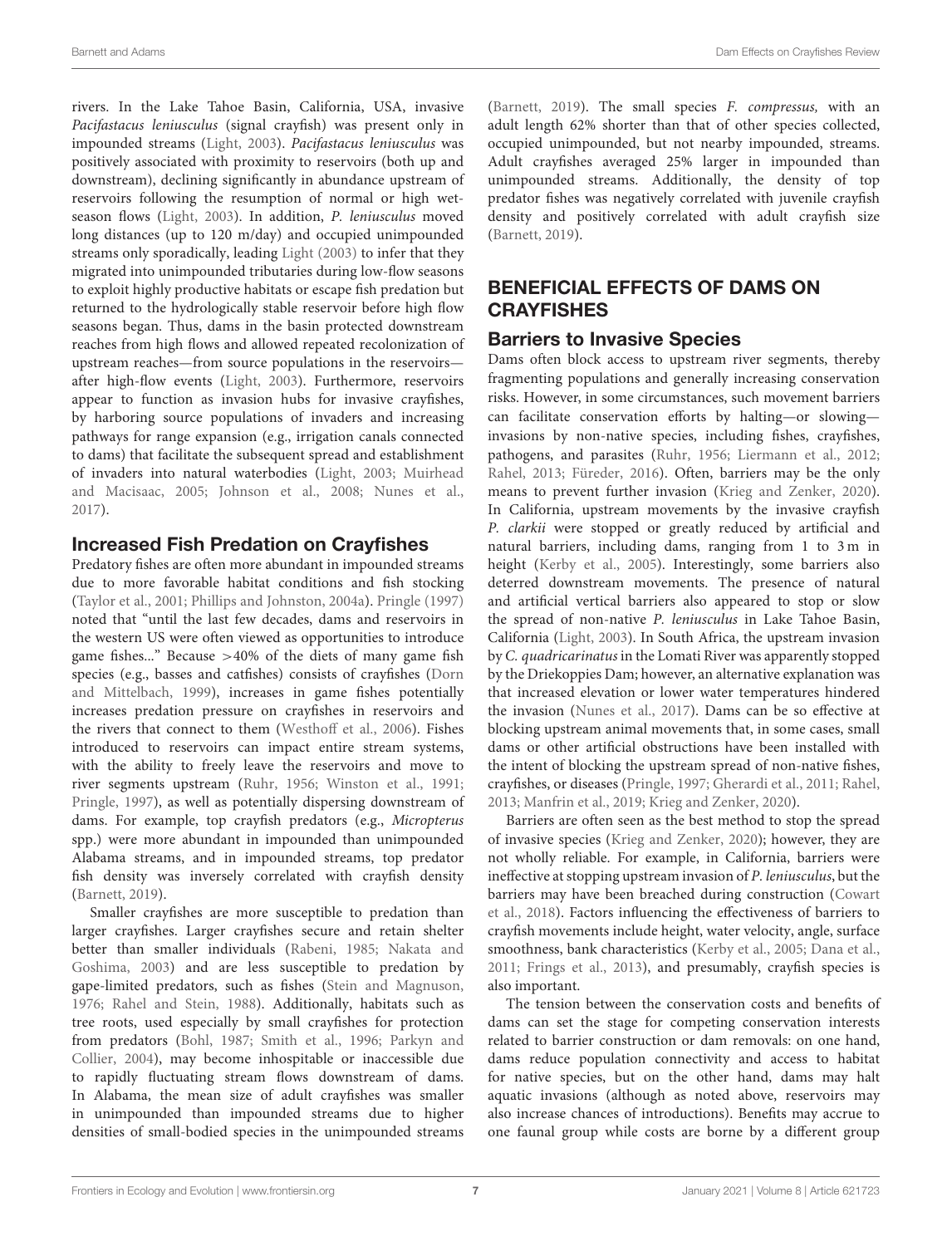rivers. In the Lake Tahoe Basin, California, USA, invasive *Pacifastacus leniusculus* (signal crayfish) was present only in impounded streams (Light, 2003). *Pacifastacus leniusculus* was positively associated with proximity to reservoirs (both up and downstream), declining significantly in abundance upstream of reservoirs following the resumption of normal or high wet-season flows (Light, 2003). In addition, *P. leniusculus* moved long distances (up to 120 m/day) and occupied unimpounded streams only sporadically, leading Light (2003) to infer that they migrated into unimpounded tributaries during low-flow seasons to exploit highly productive habitats or escape fish predation but returned to the hydrologically stable reservoir before high flow seasons began. Thus, dams in the basin protected downstream reaches from high flows and allowed repeated recolonization of upstream reaches—from source populations in the reservoirs—after high-flow events (Light, 2003). Furthermore, reservoirs appear to function as invasion hubs for invasive crayfishes, by harboring source populations of invaders and increasing pathways for range expansion (e.g., irrigation canals connected to dams) that facilitate the subsequent spread and establishment of invaders into natural waterbodies (Light, 2003; Muirhead and Macisaac, 2005; Johnson et al., 2008; Nunes et al., 2017).

### Increased Fish Predation on Crayfishes

Predatory fishes are often more abundant in impounded streams due to more favorable habitat conditions and fish stocking (Taylor et al., 2001; Phillips and Johnston, 2004a). Pringle (1997) noted that "until the last few decades, dams and reservoirs in the western US were often viewed as opportunities to introduce game fishes..." Because >40% of the diets of many game fish species (e.g., basses and catfishes) consists of crayfishes (Dorn and Mittelbach, 1999), increases in game fishes potentially increases predation pressure on crayfishes in reservoirs and the rivers that connect to them (Westhoff et al., 2006). Fishes introduced to reservoirs can impact entire stream systems, with the ability to freely leave the reservoirs and move to river segments upstream (Ruhr, 1956; Winston et al., 1991; Pringle, 1997), as well as potentially dispersing downstream of dams. For example, top crayfish predators (e.g., *Micropterus* spp.) were more abundant in impounded than unimpounded Alabama streams, and in impounded streams, top predator fish density was inversely correlated with crayfish density (Barnett, 2019).

Smaller crayfishes are more susceptible to predation than larger crayfishes. Larger crayfishes secure and retain shelter better than smaller individuals (Rabeni, 1985; Nakata and Goshima, 2003) and are less susceptible to predation by gape-limited predators, such as fishes (Stein and Magnuson, 1976; Rahel and Stein, 1988). Additionally, habitats such as tree roots, used especially by small crayfishes for protection from predators (Bohl, 1987; Smith et al., 1996; Parkyn and Collier, 2004), may become inhospitable or inaccessible due to rapidly fluctuating stream flows downstream of dams. In Alabama, the mean size of adult crayfishes was smaller in unimpounded than impounded streams due to higher densities of small-bodied species in the unimpounded streams (Barnett, 2019). The small species *F. compressus,* with an adult length 62% shorter than that of other species collected, occupied unimpounded, but not nearby impounded, streams. Adult crayfishes averaged 25% larger in impounded than unimpounded streams. Additionally, the density of top predator fishes was negatively correlated with juvenile crayfish density and positively correlated with adult crayfish size (Barnett, 2019).

## BENEFICIAL EFFECTS OF DAMS ON CRAYFISHES

### Barriers to Invasive Species

Dams often block access to upstream river segments, thereby fragmenting populations and generally increasing conservation risks. However, in some circumstances, such movement barriers can facilitate conservation efforts by halting—or slowing—invasions by non-native species, including fishes, crayfishes, pathogens, and parasites (Ruhr, 1956; Liermann et al., 2012; Rahel, 2013; Füreder, 2016). Often, barriers may be the only means to prevent further invasion (Krieg and Zenker, 2020). In California, upstream movements by the invasive crayfish *P. clarkii* were stopped or greatly reduced by artificial and natural barriers, including dams, ranging from 1 to 3 m in height (Kerby et al., 2005). Interestingly, some barriers also deterred downstream movements. The presence of natural and artificial vertical barriers also appeared to stop or slow the spread of non-native *P. leniusculus* in Lake Tahoe Basin, California (Light, 2003). In South Africa, the upstream invasion by *C. quadricarinatus* in the Lomati River was apparently stopped by the Driekoppies Dam; however, an alternative explanation was that increased elevation or lower water temperatures hindered the invasion (Nunes et al., 2017). Dams can be so effective at blocking upstream animal movements that, in some cases, small dams or other artificial obstructions have been installed with the intent of blocking the upstream spread of non-native fishes, crayfishes, or diseases (Pringle, 1997; Gherardi et al., 2011; Rahel, 2013; Manfrin et al., 2019; Krieg and Zenker, 2020).

Barriers are often seen as the best method to stop the spread of invasive species (Krieg and Zenker, 2020); however, they are not wholly reliable. For example, in California, barriers were ineffective at stopping upstream invasion of *P. leniusculus*, but the barriers may have been breached during construction (Cowart et al., 2018). Factors influencing the effectiveness of barriers to crayfish movements include height, water velocity, angle, surface smoothness, bank characteristics (Kerby et al., 2005; Dana et al., 2011; Frings et al., 2013), and presumably, crayfish species is also important.

The tension between the conservation costs and benefits of dams can set the stage for competing conservation interests related to barrier construction or dam removals: on one hand, dams reduce population connectivity and access to habitat for native species, but on the other hand, dams may halt aquatic invasions (although as noted above, reservoirs may also increase chances of introductions). Benefits may accrue to one faunal group while costs are borne by a different group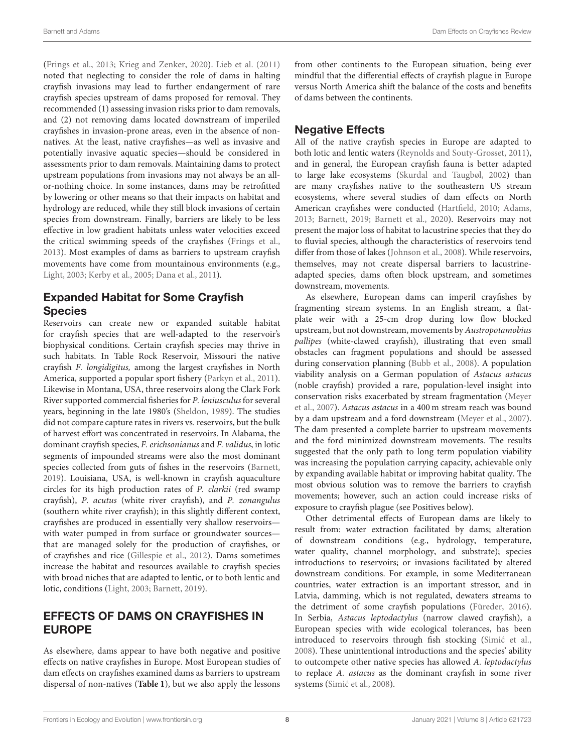(Frings et al., 2013; Krieg and Zenker, 2020). Lieb et al. (2011) noted that neglecting to consider the role of dams in halting crayfish invasions may lead to further endangerment of rare crayfish species upstream of dams proposed for removal. They recommended (1) assessing invasion risks prior to dam removals, and (2) not removing dams located downstream of imperiled crayfishes in invasion-prone areas, even in the absence of non-natives. At the least, native crayfishes—as well as invasive and potentially invasive aquatic species—should be considered in assessments prior to dam removals. Maintaining dams to protect upstream populations from invasions may not always be an all-or-nothing choice. In some instances, dams may be retrofitted by lowering or other means so that their impacts on habitat and hydrology are reduced, while they still block invasions of certain species from downstream. Finally, barriers are likely to be less effective in low gradient habitats unless water velocities exceed the critical swimming speeds of the crayfishes (Frings et al., 2013). Most examples of dams as barriers to upstream crayfish movements have come from mountainous environments (e.g., Light, 2003; Kerby et al., 2005; Dana et al., 2011).

### Expanded Habitat for Some Crayfish Species

Reservoirs can create new or expanded suitable habitat for crayfish species that are well-adapted to the reservoir's biophysical conditions. Certain crayfish species may thrive in such habitats. In Table Rock Reservoir, Missouri the native crayfish *F. longidigitus,* among the largest crayfishes in North America, supported a popular sport fishery (Parkyn et al., 2011). Likewise in Montana, USA, three reservoirs along the Clark Fork River supported commercial fisheries for *P. leniusculus* for several years, beginning in the late 1980's (Sheldon, 1989). The studies did not compare capture rates in rivers vs. reservoirs, but the bulk of harvest effort was concentrated in reservoirs. In Alabama, the dominant crayfish species, *F. erichsonianus* and *F. validus*, in lotic segments of impounded streams were also the most dominant species collected from guts of fishes in the reservoirs (Barnett, 2019). Louisiana, USA, is well-known in crayfish aquaculture circles for its high production rates of *P. clarkii* (red swamp crayfish), *P. acutus* (white river crayfish), and *P. zonangulus* (southern white river crayfish); in this slightly different context, crayfishes are produced in essentially very shallow reservoirs—with water pumped in from surface or groundwater sources—that are managed solely for the production of crayfishes, or of crayfishes and rice (Gillespie et al., 2012). Dams sometimes increase the habitat and resources available to crayfish species with broad niches that are adapted to lentic, or to both lentic and lotic, conditions (Light, 2003; Barnett, 2019).

## EFFECTS OF DAMS ON CRAYFISHES IN EUROPE

As elsewhere, dams appear to have both negative and positive effects on native crayfishes in Europe. Most European studies of dam effects on crayfishes examined dams as barriers to upstream dispersal of non-natives (**Table 1**), but we also apply the lessons from other continents to the European situation, being ever mindful that the differential effects of crayfish plague in Europe versus North America shift the balance of the costs and benefits of dams between the continents.

### Negative Effects

All of the native crayfish species in Europe are adapted to both lotic and lentic waters (Reynolds and Souty-Grosset, 2011), and in general, the European crayfish fauna is better adapted to large lake ecosystems (Skurdal and Taugbøl, 2002) than are many crayfishes native to the southeastern US stream ecosystems, where several studies of dam effects on North American crayfishes were conducted (Hartfield, 2010; Adams, 2013; Barnett, 2019; Barnett et al., 2020). Reservoirs may not present the major loss of habitat to lacustrine species that they do to fluvial species, although the characteristics of reservoirs tend differ from those of lakes (Johnson et al., 2008). While reservoirs, themselves, may not create dispersal barriers to lacustrine-adapted species, dams often block upstream, and sometimes downstream, movements.

As elsewhere, European dams can imperil crayfishes by fragmenting stream systems. In an English stream, a flat-plate weir with a 25-cm drop during low flow blocked upstream, but not downstream, movements by *Austropotamobius pallipes* (white-clawed crayfish), illustrating that even small obstacles can fragment populations and should be assessed during conservation planning (Bubb et al., 2008). A population viability analysis on a German population of *Astacus astacus* (noble crayfish) provided a rare, population-level insight into conservation risks exacerbated by stream fragmentation (Meyer et al., 2007). *Astacus astacus* in a 400 m stream reach was bound by a dam upstream and a ford downstream (Meyer et al., 2007). The dam presented a complete barrier to upstream movements and the ford minimized downstream movements. The results suggested that the only path to long term population viability was increasing the population carrying capacity, achievable only by expanding available habitat or improving habitat quality. The most obvious solution was to remove the barriers to crayfish movements; however, such an action could increase risks of exposure to crayfish plague (see Positives below).

Other detrimental effects of European dams are likely to result from: water extraction facilitated by dams; alteration of downstream conditions (e.g., hydrology, temperature, water quality, channel morphology, and substrate); species introductions to reservoirs; or invasions facilitated by altered downstream conditions. For example, in some Mediterranean countries, water extraction is an important stressor, and in Latvia, damming, which is not regulated, dewaters streams to the detriment of some crayfish populations (Füreder, 2016). In Serbia, *Astacus leptodactylus* (narrow clawed crayfish), a European species with wide ecological tolerances, has been introduced to reservoirs through fish stocking (Simić et al., 2008). These unintentional introductions and the species' ability to outcompete other native species has allowed *A. leptodactylus* to replace *A. astacus* as the dominant crayfish in some river systems (Simić et al., 2008).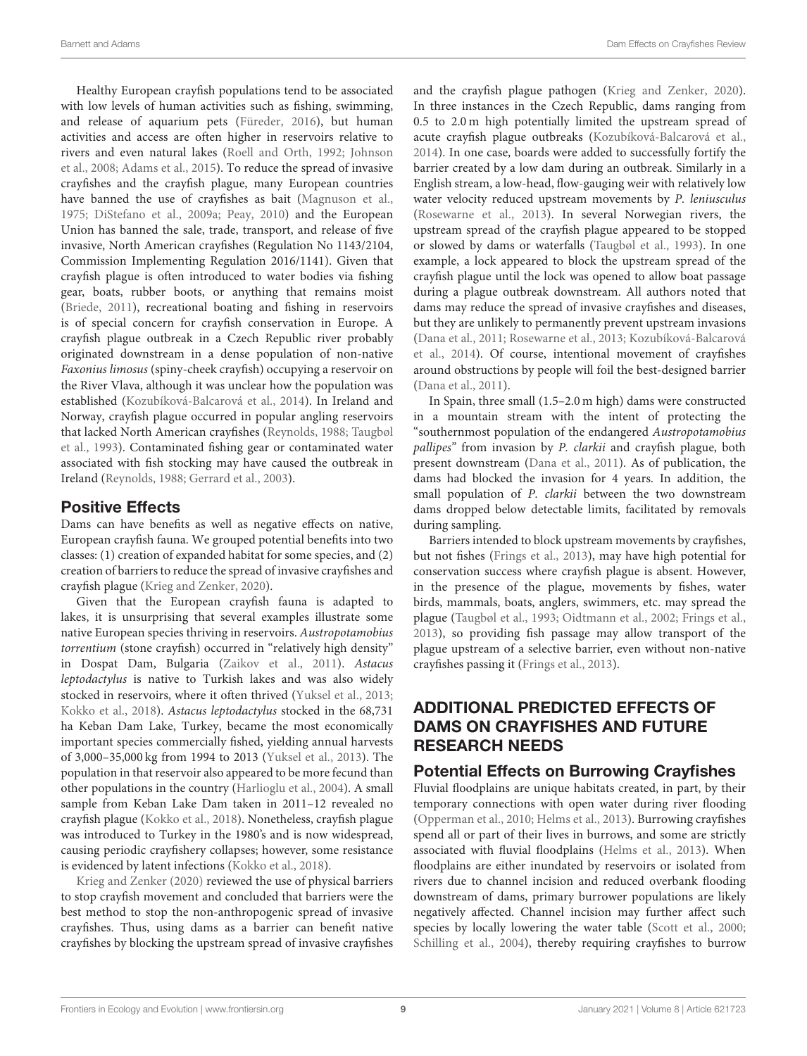Healthy European crayfish populations tend to be associated with low levels of human activities such as fishing, swimming, and release of aquarium pets (Füreder, 2016), but human activities and access are often higher in reservoirs relative to rivers and even natural lakes (Roell and Orth, 1992; Johnson et al., 2008; Adams et al., 2015). To reduce the spread of invasive crayfishes and the crayfish plague, many European countries have banned the use of crayfishes as bait (Magnuson et al., 1975; DiStefano et al., 2009a; Peay, 2010) and the European Union has banned the sale, trade, transport, and release of five invasive, North American crayfishes (Regulation No 1143/2104, Commission Implementing Regulation 2016/1141). Given that crayfish plague is often introduced to water bodies via fishing gear, boats, rubber boots, or anything that remains moist (Briede, 2011), recreational boating and fishing in reservoirs is of special concern for crayfish conservation in Europe. A crayfish plague outbreak in a Czech Republic river probably originated downstream in a dense population of non-native *Faxonius limosus* (spiny-cheek crayfish) occupying a reservoir on the River Vlava, although it was unclear how the population was established (Kozubíková-Balcarová et al., 2014). In Ireland and Norway, crayfish plague occurred in popular angling reservoirs that lacked North American crayfishes (Reynolds, 1988; Taugbøl et al., 1993). Contaminated fishing gear or contaminated water associated with fish stocking may have caused the outbreak in Ireland (Reynolds, 1988; Gerrard et al., 2003).

### Positive Effects

Dams can have benefits as well as negative effects on native, European crayfish fauna. We grouped potential benefits into two classes: (1) creation of expanded habitat for some species, and (2) creation of barriers to reduce the spread of invasive crayfishes and crayfish plague (Krieg and Zenker, 2020).

Given that the European crayfish fauna is adapted to lakes, it is unsurprising that several examples illustrate some native European species thriving in reservoirs. *Austropotamobius torrentium* (stone crayfish) occurred in "relatively high density" in Dospat Dam, Bulgaria (Zaikov et al., 2011). *Astacus leptodactylus* is native to Turkish lakes and was also widely stocked in reservoirs, where it often thrived (Yuksel et al., 2013; Kokko et al., 2018). *Astacus leptodactylus* stocked in the 68,731 ha Keban Dam Lake, Turkey, became the most economically important species commercially fished, yielding annual harvests of 3,000–35,000 kg from 1994 to 2013 (Yuksel et al., 2013). The population in that reservoir also appeared to be more fecund than other populations in the country (Harlioglu et al., 2004). A small sample from Keban Lake Dam taken in 2011–12 revealed no crayfish plague (Kokko et al., 2018). Nonetheless, crayfish plague was introduced to Turkey in the 1980's and is now widespread, causing periodic crayfishery collapses; however, some resistance is evidenced by latent infections (Kokko et al., 2018).

Krieg and Zenker (2020) reviewed the use of physical barriers to stop crayfish movement and concluded that barriers were the best method to stop the non-anthropogenic spread of invasive crayfishes. Thus, using dams as a barrier can benefit native crayfishes by blocking the upstream spread of invasive crayfishes and the crayfish plague pathogen (Krieg and Zenker, 2020). In three instances in the Czech Republic, dams ranging from 0.5 to 2.0 m high potentially limited the upstream spread of acute crayfish plague outbreaks (Kozubíková-Balcarová et al., 2014). In one case, boards were added to successfully fortify the barrier created by a low dam during an outbreak. Similarly in a English stream, a low-head, flow-gauging weir with relatively low water velocity reduced upstream movements by *P. leniusculus* (Rosewarne et al., 2013). In several Norwegian rivers, the upstream spread of the crayfish plague appeared to be stopped or slowed by dams or waterfalls (Taugbøl et al., 1993). In one example, a lock appeared to block the upstream spread of the crayfish plague until the lock was opened to allow boat passage during a plague outbreak downstream. All authors noted that dams may reduce the spread of invasive crayfishes and diseases, but they are unlikely to permanently prevent upstream invasions (Dana et al., 2011; Rosewarne et al., 2013; Kozubíková-Balcarová et al., 2014). Of course, intentional movement of crayfishes around obstructions by people will foil the best-designed barrier (Dana et al., 2011).

In Spain, three small (1.5–2.0 m high) dams were constructed in a mountain stream with the intent of protecting the "southernmost population of the endangered *Austropotamobius pallipes*" from invasion by *P. clarkii* and crayfish plague, both present downstream (Dana et al., 2011). As of publication, the dams had blocked the invasion for 4 years. In addition, the small population of *P. clarkii* between the two downstream dams dropped below detectable limits, facilitated by removals during sampling.

Barriers intended to block upstream movements by crayfishes, but not fishes (Frings et al., 2013), may have high potential for conservation success where crayfish plague is absent. However, in the presence of the plague, movements by fishes, water birds, mammals, boats, anglers, swimmers, etc. may spread the plague (Taugbøl et al., 1993; Oidtmann et al., 2002; Frings et al., 2013), so providing fish passage may allow transport of the plague upstream of a selective barrier, even without non-native crayfishes passing it (Frings et al., 2013).

## ADDITIONAL PREDICTED EFFECTS OF DAMS ON CRAYFISHES AND FUTURE RESEARCH NEEDS

### Potential Effects on Burrowing Crayfishes

Fluvial floodplains are unique habitats created, in part, by their temporary connections with open water during river flooding (Opperman et al., 2010; Helms et al., 2013). Burrowing crayfishes spend all or part of their lives in burrows, and some are strictly associated with fluvial floodplains (Helms et al., 2013). When floodplains are either inundated by reservoirs or isolated from rivers due to channel incision and reduced overbank flooding downstream of dams, primary burrower populations are likely negatively affected. Channel incision may further affect such species by locally lowering the water table (Scott et al., 2000; Schilling et al., 2004), thereby requiring crayfishes to burrow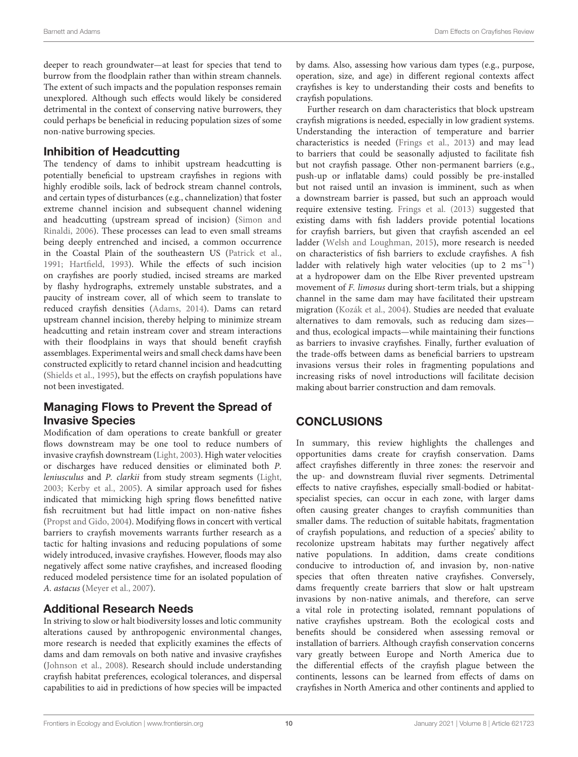deeper to reach groundwater—at least for species that tend to burrow from the floodplain rather than within stream channels. The extent of such impacts and the population responses remain unexplored. Although such effects would likely be considered detrimental in the context of conserving native burrowers, they could perhaps be beneficial in reducing population sizes of some non-native burrowing species.

### Inhibition of Headcutting

The tendency of dams to inhibit upstream headcutting is potentially beneficial to upstream crayfishes in regions with highly erodible soils, lack of bedrock stream channel controls, and certain types of disturbances (e.g., channelization) that foster extreme channel incision and subsequent channel widening and headcutting (upstream spread of incision) (Simon and Rinaldi, 2006). These processes can lead to even small streams being deeply entrenched and incised, a common occurrence in the Coastal Plain of the southeastern US (Patrick et al., 1991; Hartfield, 1993). While the effects of such incision on crayfishes are poorly studied, incised streams are marked by flashy hydrographs, extremely unstable substrates, and a paucity of instream cover, all of which seem to translate to reduced crayfish densities (Adams, 2014). Dams can retard upstream channel incision, thereby helping to minimize stream headcutting and retain instream cover and stream interactions with their floodplains in ways that should benefit crayfish assemblages. Experimental weirs and small check dams have been constructed explicitly to retard channel incision and headcutting (Shields et al., 1995), but the effects on crayfish populations have not been investigated.

### Managing Flows to Prevent the Spread of Invasive Species

Modification of dam operations to create bankfull or greater flows downstream may be one tool to reduce numbers of invasive crayfish downstream (Light, 2003). High water velocities or discharges have reduced densities or eliminated both *P. leniusculus* and *P. clarkii* from study stream segments (Light, 2003; Kerby et al., 2005). A similar approach used for fishes indicated that mimicking high spring flows benefitted native fish recruitment but had little impact on non-native fishes (Propst and Gido, 2004). Modifying flows in concert with vertical barriers to crayfish movements warrants further research as a tactic for halting invasions and reducing populations of some widely introduced, invasive crayfishes. However, floods may also negatively affect some native crayfishes, and increased flooding reduced modeled persistence time for an isolated population of *A. astacus* (Meyer et al., 2007).

### Additional Research Needs

In striving to slow or halt biodiversity losses and lotic community alterations caused by anthropogenic environmental changes, more research is needed that explicitly examines the effects of dams and dam removals on both native and invasive crayfishes (Johnson et al., 2008). Research should include understanding crayfish habitat preferences, ecological tolerances, and dispersal capabilities to aid in predictions of how species will be impacted by dams. Also, assessing how various dam types (e.g., purpose, operation, size, and age) in different regional contexts affect crayfishes is key to understanding their costs and benefits to crayfish populations.

Further research on dam characteristics that block upstream crayfish migrations is needed, especially in low gradient systems. Understanding the interaction of temperature and barrier characteristics is needed (Frings et al., 2013) and may lead to barriers that could be seasonally adjusted to facilitate fish but not crayfish passage. Other non-permanent barriers (e.g., push-up or inflatable dams) could possibly be pre-installed but not raised until an invasion is imminent, such as when a downstream barrier is passed, but such an approach would require extensive testing. Frings et al. (2013) suggested that existing dams with fish ladders provide potential locations for crayfish barriers, but given that crayfish ascended an eel ladder (Welsh and Loughman, 2015), more research is needed on characteristics of fish barriers to exclude crayfishes. A fish ladder with relatively high water velocities (up to 2 $ms^{-1}$) at a hydropower dam on the Elbe River prevented upstream movement of *F. limosus* during short-term trials, but a shipping channel in the same dam may have facilitated their upstream migration (Kozák et al., 2004). Studies are needed that evaluate alternatives to dam removals, such as reducing dam sizes—and thus, ecological impacts—while maintaining their functions as barriers to invasive crayfishes. Finally, further evaluation of the trade-offs between dams as beneficial barriers to upstream invasions versus their roles in fragmenting populations and increasing risks of novel introductions will facilitate decision making about barrier construction and dam removals.

## CONCLUSIONS

In summary, this review highlights the challenges and opportunities dams create for crayfish conservation. Dams affect crayfishes differently in three zones: the reservoir and the up- and downstream fluvial river segments. Detrimental effects to native crayfishes, especially small-bodied or habitat-specialist species, can occur in each zone, with larger dams often causing greater changes to crayfish communities than smaller dams. The reduction of suitable habitats, fragmentation of crayfish populations, and reduction of a species' ability to recolonize upstream habitats may further negatively affect native populations. In addition, dams create conditions conducive to introduction of, and invasion by, non-native species that often threaten native crayfishes. Conversely, dams frequently create barriers that slow or halt upstream invasions by non-native animals, and therefore, can serve a vital role in protecting isolated, remnant populations of native crayfishes upstream. Both the ecological costs and benefits should be considered when assessing removal or installation of barriers. Although crayfish conservation concerns vary greatly between Europe and North America due to the differential effects of the crayfish plague between the continents, lessons can be learned from effects of dams on crayfishes in North America and other continents and applied to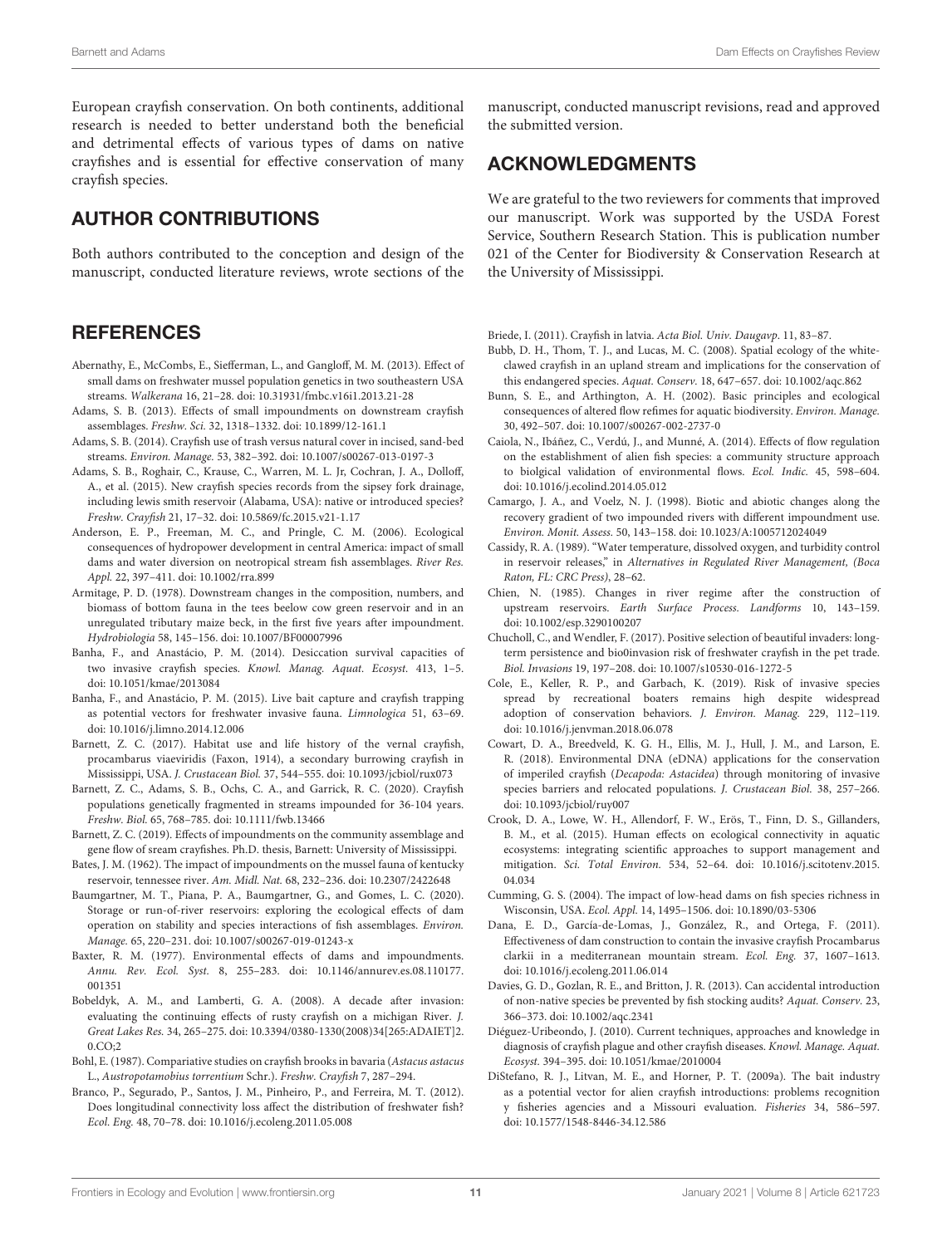European crayfish conservation. On both continents, additional research is needed to better understand both the beneficial and detrimental effects of various types of dams on native crayfishes and is essential for effective conservation of many crayfish species.

## AUTHOR CONTRIBUTIONS

Both authors contributed to the conception and design of the manuscript, conducted literature reviews, wrote sections of the manuscript, conducted manuscript revisions, read and approved the submitted version.

## ACKNOWLEDGMENTS

We are grateful to the two reviewers for comments that improved our manuscript. Work was supported by the USDA Forest Service, Southern Research Station. This is publication number 021 of the Center for Biodiversity & Conservation Research at the University of Mississippi.

## REFERENCES

Abernathy, E., McCombs, E., Siefferman, L., and Gangloff, M. M. (2013). Effect of small dams on freshwater mussel population genetics in two southeastern USA streams. *Walkerana* 16, 21–28. doi: 10.31931/fmbc.v16i1.2013.21-28

Adams, S. B. (2013). Effects of small impoundments on downstream crayfish assemblages. *Freshw. Sci.* 32, 1318–1332. doi: 10.1899/12-161.1

Adams, S. B. (2014). Crayfish use of trash versus natural cover in incised, sand-bed streams. *Environ. Manage.* 53, 382–392. doi: 10.1007/s00267-013-0197-3

Adams, S. B., Roghair, C., Krause, C., Warren, M. L. Jr, Cochran, J. A., Dolloff, A., et al. (2015). New crayfish species records from the sipsey fork drainage, including lewis smith reservoir (Alabama, USA): native or introduced species? *Freshw. Crayfish* 21, 17–32. doi: 10.5869/fc.2015.v21-1.17

Anderson, E. P., Freeman, M. C., and Pringle, C. M. (2006). Ecological consequences of hydropower development in central America: impact of small dams and water diversion on neotropical stream fish assemblages. *River Res. Appl.* 22, 397–411. doi: 10.1002/rra.899

Armitage, P. D. (1978). Downstream changes in the composition, numbers, and biomass of bottom fauna in the tees beelow cow green reservoir and in an unregulated tributary maize beck, in the first five years after impoundment. *Hydrobiologia* 58, 145–156. doi: 10.1007/BF00007996

Banha, F., and Anastácio, P. M. (2014). Desiccation survival capacities of two invasive crayfish species. *Knowl. Manag. Aquat. Ecosyst.* 413, 1–5. doi: 10.1051/kmae/2013084

Banha, F., and Anastácio, P. M. (2015). Live bait capture and crayfish trapping as potential vectors for freshwater invasive fauna. *Limnologica* 51, 63–69. doi: 10.1016/j.limno.2014.12.006

Barnett, Z. C. (2017). Habitat use and life history of the vernal crayfish, procambarus viaeviridis (Faxon, 1914), a secondary burrowing crayfish in Mississippi, USA. *J. Crustacean Biol.* 37, 544–555. doi: 10.1093/jcbiol/rux073

Barnett, Z. C., Adams, S. B., Ochs, C. A., and Garrick, R. C. (2020). Crayfish populations genetically fragmented in streams impounded for 36-104 years. *Freshw. Biol.* 65, 768–785. doi: 10.1111/fwb.13466

Barnett, Z. C. (2019). Effects of impoundments on the community assemblage and gene flow of sream crayfishes. Ph.D. thesis, Barnett: University of Mississippi.

Bates, J. M. (1962). The impact of impoundments on the mussel fauna of kentucky reservoir, tennessee river. *Am. Midl. Nat.* 68, 232–236. doi: 10.2307/2422648

Baumgartner, M. T., Piana, P. A., Baumgartner, G., and Gomes, L. C. (2020). Storage or run-of-river reservoirs: exploring the ecological effects of dam operation on stability and species interactions of fish assemblages. *Environ. Manage.* 65, 220–231. doi: 10.1007/s00267-019-01243-x

Baxter, R. M. (1977). Environmental effects of dams and impoundments. *Annu. Rev. Ecol. Syst.* 8, 255–283. doi: 10.1146/annurev.es.08.110177.001351

Bobeldyk, A. M., and Lamberti, G. A. (2008). A decade after invasion: evaluating the continuing effects of rusty crayfish on a michigan River. *J. Great Lakes Res.* 34, 265–275. doi: 10.3394/0380-1330(2008)34[265:ADAIET]2.0.CO;2

Bohl, E. (1987). Compariative studies on crayfish brooks in bavaria (*Astacus astacus* L., *Austropotamobius torrentium* Schr.). *Freshw. Crayfish* 7, 287–294.

Branco, P., Segurado, P., Santos, J. M., Pinheiro, P., and Ferreira, M. T. (2012). Does longitudinal connectivity loss affect the distribution of freshwater fish? *Ecol. Eng.* 48, 70–78. doi: 10.1016/j.ecoleng.2011.05.008

Briede, I. (2011). Crayfish in latvia. *Acta Biol. Univ. Daugavp.* 11, 83–87.

Bubb, D. H., Thom, T. J., and Lucas, M. C. (2008). Spatial ecology of the white-clawed crayfish in an upland stream and implications for the conservation of this endangered species. *Aquat. Conserv.* 18, 647–657. doi: 10.1002/aqc.862

Bunn, S. E., and Arthington, A. H. (2002). Basic principles and ecological consequences of altered flow refimes for aquatic biodiversity. *Environ. Manage.* 30, 492–507. doi: 10.1007/s00267-002-2737-0

Caiola, N., Ibáñez, C., Verdú, J., and Munné, A. (2014). Effects of flow regulation on the establishment of alien fish species: a community structure approach to biolgical validation of environmental flows. *Ecol. Indic.* 45, 598–604. doi: 10.1016/j.ecolind.2014.05.012

Camargo, J. A., and Voelz, N. J. (1998). Biotic and abiotic changes along the recovery gradient of two impounded rivers with different impoundment use. *Environ. Monit. Assess.* 50, 143–158. doi: 10.1023/A:1005712024049

Cassidy, R. A. (1989). "Water temperature, dissolved oxygen, and turbidity control in reservoir releases," in *Alternatives in Regulated River Management, (Boca Raton, FL: CRC Press)*, 28–62.

Chien, N. (1985). Changes in river regime after the construction of upstream reservoirs. *Earth Surface Process. Landforms* 10, 143–159. doi: 10.1002/esp.3290100207

Chucholl, C., and Wendler, F. (2017). Positive selection of beautiful invaders: long-term persistence and bio0invasion risk of freshwater crayfish in the pet trade. *Biol. Invasions* 19, 197–208. doi: 10.1007/s10530-016-1272-5

Cole, E., Keller, R. P., and Garbach, K. (2019). Risk of invasive species spread by recreational boaters remains high despite widespread adoption of conservation behaviors. *J. Environ. Manag.* 229, 112–119. doi: 10.1016/j.jenvman.2018.06.078

Cowart, D. A., Breedveld, K. G. H., Ellis, M. J., Hull, J. M., and Larson, E. R. (2018). Environmental DNA (eDNA) applications for the conservation of imperiled crayfish (*Decapoda: Astacidea*) through monitoring of invasive species barriers and relocated populations. *J. Crustacean Biol.* 38, 257–266. doi: 10.1093/jcbiol/ruy007

Crook, D. A., Lowe, W. H., Allendorf, F. W., Erös, T., Finn, D. S., Gillanders, B. M., et al. (2015). Human effects on ecological connectivity in aquatic ecosystems: integrating scientific approaches to support management and mitigation. *Sci. Total Environ.* 534, 52–64. doi: 10.1016/j.scitotenv.2015.04.034

Cumming, G. S. (2004). The impact of low-head dams on fish species richness in Wisconsin, USA. *Ecol. Appl.* 14, 1495–1506. doi: 10.1890/03-5306

Dana, E. D., García-de-Lomas, J., González, R., and Ortega, F. (2011). Effectiveness of dam construction to contain the invasive crayfish Procambarus clarkii in a mediterranean mountain stream. *Ecol. Eng.* 37, 1607–1613. doi: 10.1016/j.ecoleng.2011.06.014

Davies, G. D., Gozlan, R. E., and Britton, J. R. (2013). Can accidental introduction of non-native species be prevented by fish stocking audits? *Aquat. Conserv.* 23, 366–373. doi: 10.1002/aqc.2341

Diéguez-Uribeondo, J. (2010). Current techniques, approaches and knowledge in diagnosis of crayfish plague and other crayfish diseases. *Knowl. Manage. Aquat. Ecosyst.* 394–395. doi: 10.1051/kmae/2010004

DiStefano, R. J., Litvan, M. E., and Horner, P. T. (2009a). The bait industry as a potential vector for alien crayfish introductions: problems recognition y fisheries agencies and a Missouri evaluation. *Fisheries* 34, 586–597. doi: 10.1577/1548-8446-34.12.586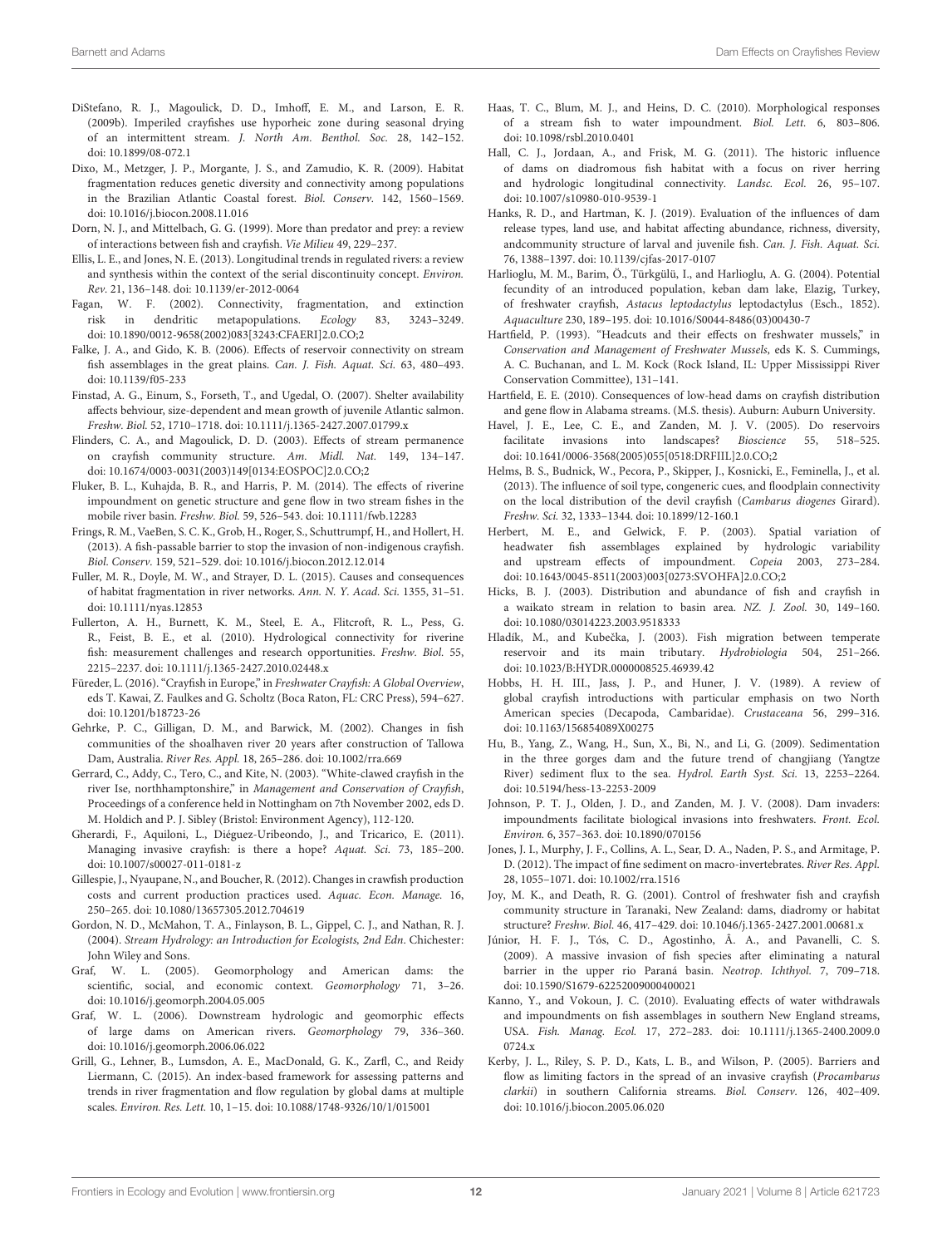DiStefano, R. J., Magoulick, D. D., Imhoff, E. M., and Larson, E. R. (2009b). Imperiled crayfishes use hyporheic zone during seasonal drying of an intermittent stream. *J. North Am. Benthol. Soc.* 28, 142–152. doi: 10.1899/08-072.1

Dixo, M., Metzger, J. P., Morgante, J. S., and Zamudio, K. R. (2009). Habitat fragmentation reduces genetic diversity and connectivity among populations in the Brazilian Atlantic Coastal forest. *Biol. Conserv.* 142, 1560–1569. doi: 10.1016/j.biocon.2008.11.016

Dorn, N. J., and Mittelbach, G. G. (1999). More than predator and prey: a review of interactions between fish and crayfish. *Vie Milieu* 49, 229–237.

Ellis, L. E., and Jones, N. E. (2013). Longitudinal trends in regulated rivers: a review and synthesis within the context of the serial discontinuity concept. *Environ. Rev.* 21, 136–148. doi: 10.1139/er-2012-0064

Fagan, W. F. (2002). Connectivity, fragmentation, and extinction risk in dendritic metapopulations. *Ecology* 83, 3243–3249. doi: 10.1890/0012-9658(2002)083[3243:CFAERI]2.0.CO;2

Falke, J. A., and Gido, K. B. (2006). Effects of reservoir connectivity on stream fish assemblages in the great plains. *Can. J. Fish. Aquat. Sci.* 63, 480–493. doi: 10.1139/f05-233

Finstad, A. G., Einum, S., Forseth, T., and Ugedal, O. (2007). Shelter availability affects behaviour, size-dependent and mean growth of juvenile Atlantic salmon. *Freshw. Biol.* 52, 1710–1718. doi: 10.1111/j.1365-2427.2007.01799.x

Flinders, C. A., and Magoulick, D. D. (2003). Effects of stream permanence on crayfish community structure. *Am. Midl. Nat.* 149, 134–147. doi: 10.1674/0003-0031(2003)149[0134:EOSPOC]2.0.CO;2

Fluker, B. L., Kuhajda, B. R., and Harris, P. M. (2014). The effects of riverine impoundment on genetic structure and gene flow in two stream fishes in the mobile river basin. *Freshw. Biol.* 59, 526–543. doi: 10.1111/fwb.12283

Frings, R. M., VaeBen, S. C. K., Grob, H., Roger, S., Schuttrumpf, H., and Hollert, H. (2013). A fish-passable barrier to stop the invasion of non-indigenous crayfish. *Biol. Conserv.* 159, 521–529. doi: 10.1016/j.biocon.2012.12.014

Fuller, M. R., Doyle, M. W., and Strayer, D. L. (2015). Causes and consequences of habitat fragmentation in river networks. *Ann. N. Y. Acad. Sci.* 1355, 31–51. doi: 10.1111/nyas.12853

Fullerton, A. H., Burnett, K. M., Steel, E. A., Flitcroft, R. L., Pess, G. R., Feist, B. E., et al. (2010). Hydrological connectivity for riverine fish: measurement challenges and research opportunities. *Freshw. Biol.* 55, 2215–2237. doi: 10.1111/j.1365-2427.2010.02448.x

Füreder, L. (2016). "Crayfish in Europe," in *Freshwater Crayfish: A Global Overview*, eds T. Kawai, Z. Faulkes and G. Scholtz (Boca Raton, FL: CRC Press), 594–627. doi: 10.1201/b18723-26

Gehrke, P. C., Gilligan, D. M., and Barwick, M. (2002). Changes in fish communities of the shoalhaven river 20 years after construction of Tallowa Dam, Australia. *River Res. Appl.* 18, 265–286. doi: 10.1002/rra.669

Gerrard, C., Addy, C., Tero, C., and Kite, N. (2003). "White-clawed crayfish in the river Ise, northhamptonshire," in *Management and Conservation of Crayfish*, Proceedings of a conference held in Nottingham on 7th November 2002, eds D. M. Holdich and P. J. Sibley (Bristol: Environment Agency), 112-120.

Gherardi, F., Aquiloni, L., Diéguez-Uribeondo, J., and Tricarico, E. (2011). Managing invasive crayfish: is there a hope? *Aquat. Sci.* 73, 185–200. doi: 10.1007/s00027-011-0181-z

Gillespie, J., Nyaupane, N., and Boucher, R. (2012). Changes in crawfish production costs and current production practices used. *Aquac. Econ. Manage.* 16, 250–265. doi: 10.1080/13657305.2012.704619

Gordon, N. D., McMahon, T. A., Finlayson, B. L., Gippel, C. J., and Nathan, R. J. (2004). *Stream Hydrology: an Introduction for Ecologists, 2nd Edn*. Chichester: John Wiley and Sons.

Graf, W. L. (2005). Geomorphology and American dams: the scientific, social, and economic context. *Geomorphology* 71, 3–26. doi: 10.1016/j.geomorph.2004.05.005

Graf, W. L. (2006). Downstream hydrologic and geomorphic effects of large dams on American rivers. *Geomorphology* 79, 336–360. doi: 10.1016/j.geomorph.2006.06.022

Grill, G., Lehner, B., Lumsdon, A. E., MacDonald, G. K., Zarfl, C., and Reidy Liermann, C. (2015). An index-based framework for assessing patterns and trends in river fragmentation and flow regulation by global dams at multiple scales. *Environ. Res. Lett.* 10, 1–15. doi: 10.1088/1748-9326/10/1/015001

Haas, T. C., Blum, M. J., and Heins, D. C. (2010). Morphological responses of a stream fish to water impoundment. *Biol. Lett.* 6, 803–806. doi: 10.1098/rsbl.2010.0401

Hall, C. J., Jordaan, A., and Frisk, M. G. (2011). The historic influence of dams on diadromous fish habitat with a focus on river herring and hydrologic longitudinal connectivity. *Landsc. Ecol.* 26, 95–107. doi: 10.1007/s10980-010-9539-1

Hanks, R. D., and Hartman, K. J. (2019). Evaluation of the influences of dam release types, land use, and habitat affecting abundance, richness, diversity, andcommunity structure of larval and juvenile fish. *Can. J. Fish. Aquat. Sci.* 76, 1388–1397. doi: 10.1139/cjfas-2017-0107

Harlioglu, M. M., Barim, Ö., Türkgülü, I., and Harlioglu, A. G. (2004). Potential fecundity of an introduced population, keban dam lake, Elazig, Turkey, of freshwater crayfish, *Astacus leptodactylus* leptodactylus (Esch., 1852). *Aquaculture* 230, 189–195. doi: 10.1016/S0044-8486(03)00430-7

Hartfield, P. (1993). "Headcuts and their effects on freshwater mussels," in *Conservation and Management of Freshwater Mussels*, eds K. S. Cummings, A. C. Buchanan, and L. M. Kock (Rock Island, IL: Upper Mississippi River Conservation Committee), 131–141.

Hartfield, E. E. (2010). Consequences of low-head dams on crayfish distribution and gene flow in Alabama streams. (M.S. thesis). Auburn: Auburn University.

Havel, J. E., Lee, C. E., and Zanden, M. J. V. (2005). Do reservoirs facilitate invasions into landscapes? *Bioscience* 55, 518–525. doi: 10.1641/0006-3568(2005)055[0518:DRFIIL]2.0.CO;2

Helms, B. S., Budnick, W., Pecora, P., Skipper, J., Kosnicki, E., Feminella, J., et al. (2013). The influence of soil type, congeneric cues, and floodplain connectivity on the local distribution of the devil crayfish (*Cambarus diogenes* Girard). *Freshw. Sci.* 32, 1333–1344. doi: 10.1899/12-160.1

Herbert, M. E., and Gelwick, F. P. (2003). Spatial variation of headwater fish assemblages explained by hydrologic variability and upstream effects of impoundment. *Copeia* 2003, 273–284. doi: 10.1643/0045-8511(2003)003[0273:SVOHFA]2.0.CO;2

Hicks, B. J. (2003). Distribution and abundance of fish and crayfish in a waikato stream in relation to basin area. *NZ. J. Zool.* 30, 149–160. doi: 10.1080/03014223.2003.9518333

Hladík, M., and Kubečka, J. (2003). Fish migration between temperate reservoir and its main tributary. *Hydrobiologia* 504, 251–266. doi: 10.1023/B:HYDR.0000008525.46939.42

Hobbs, H. H. III., Jass, J. P., and Huner, J. V. (1989). A review of global crayfish introductions with particular emphasis on two North American species (Decapoda, Cambaridae). *Crustaceana* 56, 299–316. doi: 10.1163/156854089X00275

Hu, B., Yang, Z., Wang, H., Sun, X., Bi, N., and Li, G. (2009). Sedimentation in the three gorges dam and the future trend of changjiang (Yangtze River) sediment flux to the sea. *Hydrol. Earth Syst. Sci.* 13, 2253–2264. doi: 10.5194/hess-13-2253-2009

Johnson, P. T. J., Olden, J. D., and Zanden, M. J. V. (2008). Dam invaders: impoundments facilitate biological invasions into freshwaters. *Front. Ecol. Environ.* 6, 357–363. doi: 10.1890/070156

Jones, J. I., Murphy, J. F., Collins, A. L., Sear, D. A., Naden, P. S., and Armitage, P. D. (2012). The impact of fine sediment on macro-invertebrates. *River Res. Appl.* 28, 1055–1071. doi: 10.1002/rra.1516

Joy, M. K., and Death, R. G. (2001). Control of freshwater fish and crayfish community structure in Taranaki, New Zealand: dams, diadromy or habitat structure? *Freshw. Biol.* 46, 417–429. doi: 10.1046/j.1365-2427.2001.00681.x

Júnior, H. F. J., Tós, C. D., Agostinho, Â. A., and Pavanelli, C. S. (2009). A massive invasion of fish species after eliminating a natural barrier in the upper rio Paraná basin. *Neotrop. Ichthyol.* 7, 709–718. doi: 10.1590/S1679-62252009000400021

Kanno, Y., and Vokoun, J. C. (2010). Evaluating effects of water withdrawals and impoundments on fish assemblages in southern New England streams, USA. *Fish. Manag. Ecol.* 17, 272–283. doi: 10.1111/j.1365-2400.2009.00724.x

Kerby, J. L., Riley, S. P. D., Kats, L. B., and Wilson, P. (2005). Barriers and flow as limiting factors in the spread of an invasive crayfish (*Procambarus clarkii*) in southern California streams. *Biol. Conserv.* 126, 402–409. doi: 10.1016/j.biocon.2005.06.020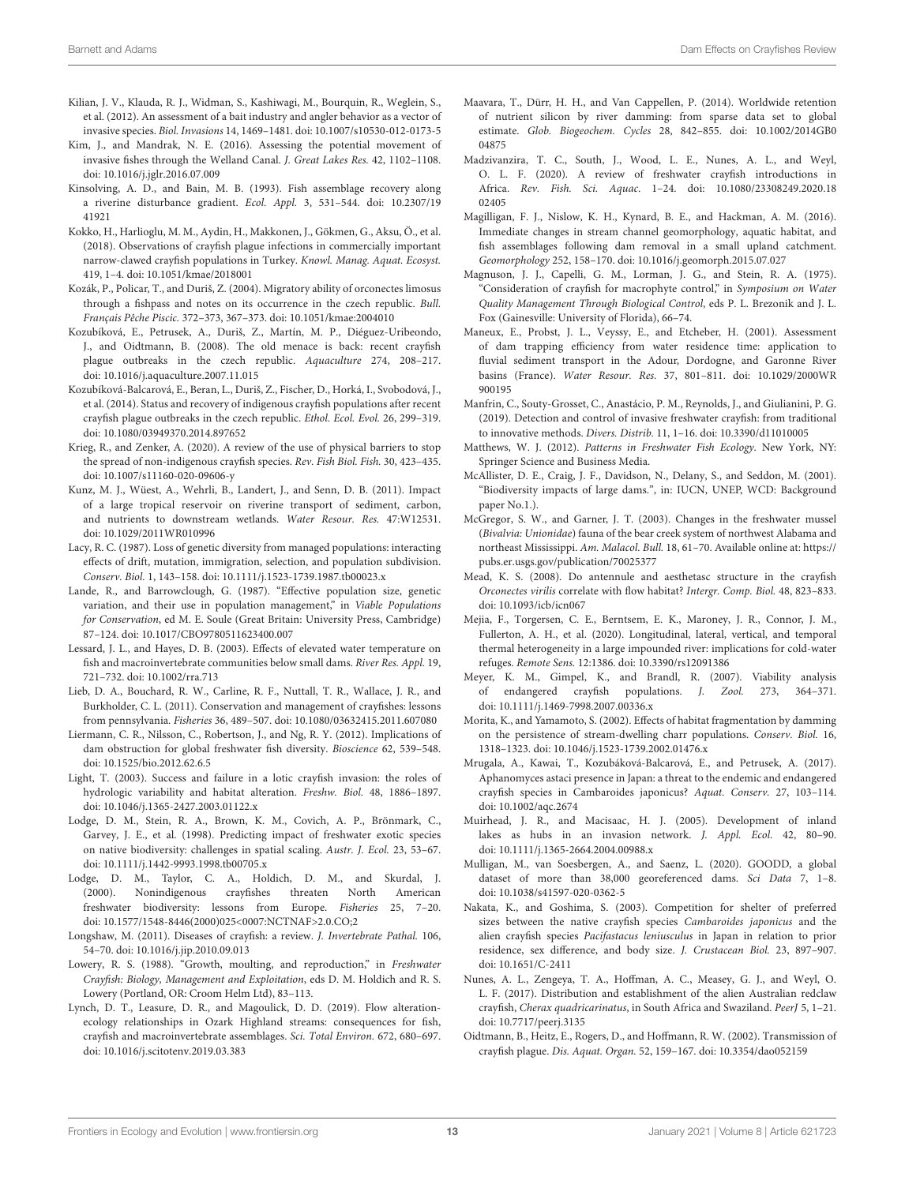Kilian, J. V., Klauda, R. J., Widman, S., Kashiwagi, M., Bourquin, R., Weglein, S., et al. (2012). An assessment of a bait industry and angler behavior as a vector of invasive species. *Biol. Invasions* 14, 1469–1481. doi: 10.1007/s10530-012-0173-5

Kim, J., and Mandrak, N. E. (2016). Assessing the potential movement of invasive fishes through the Welland Canal. *J. Great Lakes Res.* 42, 1102–1108. doi: 10.1016/j.jglr.2016.07.009

Kinsolving, A. D., and Bain, M. B. (1993). Fish assemblage recovery along a riverine disturbance gradient. *Ecol. Appl.* 3, 531–544. doi: 10.2307/1941921

Kokko, H., Harlioglu, M. M., Aydin, H., Makkonen, J., Gökmen, G., Aksu, Ö., et al. (2018). Observations of crayfish plague infections in commercially important narrow-clawed crayfish populations in Turkey. *Knowl. Manag. Aquat. Ecosyst.* 419, 1–4. doi: 10.1051/kmae/2018001

Kozák, P., Policar, T., and Duriš, Z. (2004). Migratory ability of orconectes limosus through a fishpass and notes on its occurrence in the czech republic. *Bull. Français Pêche Piscic.* 372–373, 367–373. doi: 10.1051/kmae:2004010

Kozubíková, E., Petrusek, A., Duriš, Z., Martín, M. P., Diéguez-Uribeondo, J., and Oidtmann, B. (2008). The old menace is back: recent crayfish plague outbreaks in the czech republic. *Aquaculture* 274, 208–217. doi: 10.1016/j.aquaculture.2007.11.015

Kozubíková-Balcarová, E., Beran, L., Duriš, Z., Fischer, D., Horká, I., Svobodová, J., et al. (2014). Status and recovery of indigenous crayfish populations after recent crayfish plague outbreaks in the czech republic. *Ethol. Ecol. Evol.* 26, 299–319. doi: 10.1080/03949370.2014.897652

Krieg, R., and Zenker, A. (2020). A review of the use of physical barriers to stop the spread of non-indigenous crayfish species. *Rev. Fish Biol. Fish.* 30, 423–435. doi: 10.1007/s11160-020-09606-y

Kunz, M. J., Wüest, A., Wehrli, B., Landert, J., and Senn, D. B. (2011). Impact of a large tropical reservoir on riverine transport of sediment, carbon, and nutrients to downstream wetlands. *Water Resour. Res.* 47:W12531. doi: 10.1029/2011WR010996

Lacy, R. C. (1987). Loss of genetic diversity from managed populations: interacting effects of drift, mutation, immigration, selection, and population subdivision. *Conserv. Biol.* 1, 143–158. doi: 10.1111/j.1523-1739.1987.tb00023.x

Lande, R., and Barrowclough, G. (1987). "Effective population size, genetic variation, and their use in population management," in *Viable Populations for Conservation*, ed M. E. Soule (Great Britain: University Press, Cambridge) 87–124. doi: 10.1017/CBO9780511623400.007

Lessard, J. L., and Hayes, D. B. (2003). Effects of elevated water temperature on fish and macroinvertebrate communities below small dams. *River Res. Appl.* 19, 721–732. doi: 10.1002/rra.713

Lieb, D. A., Bouchard, R. W., Carline, R. F., Nuttall, T. R., Wallace, J. R., and Burkholder, C. L. (2011). Conservation and management of crayfishes: lessons from pennsylvania. *Fisheries* 36, 489–507. doi: 10.1080/03632415.2011.607080

Liermann, C. R., Nilsson, C., Robertson, J., and Ng, R. Y. (2012). Implications of dam obstruction for global freshwater fish diversity. *Bioscience* 62, 539–548. doi: 10.1525/bio.2012.62.6.5

Light, T. (2003). Success and failure in a lotic crayfish invasion: the roles of hydrologic variability and habitat alteration. *Freshw. Biol.* 48, 1886–1897. doi: 10.1046/j.1365-2427.2003.01122.x

Lodge, D. M., Stein, R. A., Brown, K. M., Covich, A. P., Brönmark, C., Garvey, J. E., et al. (1998). Predicting impact of freshwater exotic species on native biodiversity: challenges in spatial scaling. *Austr. J. Ecol.* 23, 53–67. doi: 10.1111/j.1442-9993.1998.tb00705.x

Lodge, D. M., Taylor, C. A., Holdich, D. M., and Skurdal, J. (2000). Nonindigenous crayfishes threaten North American freshwater biodiversity: lessons from Europe. *Fisheries* 25, 7–20. doi: 10.1577/1548-8446(2000)025<0007:NCTNAF>2.0.CO;2

Longshaw, M. (2011). Diseases of crayfish: a review. *J. Invertebrate Pathal.* 106, 54–70. doi: 10.1016/j.jip.2010.09.013

Lowery, R. S. (1988). "Growth, moulting, and reproduction," in *Freshwater Crayfish: Biology, Management and Exploitation*, eds D. M. Holdich and R. S. Lowery (Portland, OR: Croom Helm Ltd), 83–113.

Lynch, D. T., Leasure, D. R., and Magoulick, D. D. (2019). Flow alteration-ecology relationships in Ozark Highland streams: consequences for fish, crayfish and macroinvertebrate assemblages. *Sci. Total Environ.* 672, 680–697. doi: 10.1016/j.scitotenv.2019.03.383

Maavara, T., Dürr, H. H., and Van Cappellen, P. (2014). Worldwide retention of nutrient silicon by river damming: from sparse data set to global estimate. *Glob. Biogeochem. Cycles* 28, 842–855. doi: 10.1002/2014GB004875

Madzivanzira, T. C., South, J., Wood, L. E., Nunes, A. L., and Weyl, O. L. F. (2020). A review of freshwater crayfish introductions in Africa. *Rev. Fish. Sci. Aquac.* 1–24. doi: 10.1080/23308249.2020.1802405

Magilligan, F. J., Nislow, K. H., Kynard, B. E., and Hackman, A. M. (2016). Immediate changes in stream channel geomorphology, aquatic habitat, and fish assemblages following dam removal in a small upland catchment. *Geomorphology* 252, 158–170. doi: 10.1016/j.geomorph.2015.07.027

Magnuson, J. J., Capelli, G. M., Lorman, J. G., and Stein, R. A. (1975). "Consideration of crayfish for macrophyte control," in *Symposium on Water Quality Management Through Biological Control*, eds P. L. Brezonik and J. L. Fox (Gainesville: University of Florida), 66–74.

Maneux, E., Probst, J. L., Veyssy, E., and Etcheber, H. (2001). Assessment of dam trapping efficiency from water residence time: application to fluvial sediment transport in the Adour, Dordogne, and Garonne River basins (France). *Water Resour. Res.* 37, 801–811. doi: 10.1029/2000WR900195

Manfrin, C., Souty-Grosset, C., Anastácio, P. M., Reynolds, J., and Giulianini, P. G. (2019). Detection and control of invasive freshwater crayfish: from traditional to innovative methods. *Divers. Distrib.* 11, 1–16. doi: 10.3390/d11010005

Matthews, W. J. (2012). *Patterns in Freshwater Fish Ecology*. New York, NY: Springer Science and Business Media.

McAllister, D. E., Craig, J. F., Davidson, N., Delany, S., and Seddon, M. (2001). "Biodiversity impacts of large dams.", in: IUCN, UNEP, WCD: Background paper No.1.).

McGregor, S. W., and Garner, J. T. (2003). Changes in the freshwater mussel (*Bivalvia: Unionidae*) fauna of the bear creek system of northwest Alabama and northeast Mississippi. *Am. Malacol. Bull.* 18, 61–70. Available online at: https://pubs.er.usgs.gov/publication/70025377

Mead, K. S. (2008). Do antennule and aesthetasc structure in the crayfish *Orconectes virilis* correlate with flow habitat? *Intergr. Comp. Biol.* 48, 823–833. doi: 10.1093/icb/icn067

Mejia, F., Torgersen, C. E., Berntsem, E. K., Maroney, J. R., Connor, J. M., Fullerton, A. H., et al. (2020). Longitudinal, lateral, vertical, and temporal thermal heterogeneity in a large impounded river: implications for cold-water refuges. *Remote Sens.* 12:1386. doi: 10.3390/rs12091386

Meyer, K. M., Gimpel, K., and Brandl, R. (2007). Viability analysis of endangered crayfish populations. *J. Zool.* 273, 364–371. doi: 10.1111/j.1469-7998.2007.00336.x

Morita, K., and Yamamoto, S. (2002). Effects of habitat fragmentation by damming on the persistence of stream-dwelling charr populations. *Conserv. Biol.* 16, 1318–1323. doi: 10.1046/j.1523-1739.2002.01476.x

Mrugala, A., Kawai, T., Kozubáková-Balcarová, E., and Petrusek, A. (2017). Aphanomyces astaci presence in Japan: a threat to the endemic and endangered crayfish species in Cambaroides japonicus? *Aquat. Conserv.* 27, 103–114. doi: 10.1002/aqc.2674

Muirhead, J. R., and Macisaac, H. J. (2005). Development of inland lakes as hubs in an invasion network. *J. Appl. Ecol.* 42, 80–90. doi: 10.1111/j.1365-2664.2004.00988.x

Mulligan, M., van Soesbergen, A., and Saenz, L. (2020). GOODD, a global dataset of more than 38,000 georeferenced dams. *Sci Data* 7, 1–8. doi: 10.1038/s41597-020-0362-5

Nakata, K., and Goshima, S. (2003). Competition for shelter of preferred sizes between the native crayfish species *Cambaroides japonicus* and the alien crayfish species *Pacifastacus leniusculus* in Japan in relation to prior residence, sex difference, and body size. *J. Crustacean Biol.* 23, 897–907. doi: 10.1651/C-2411

Nunes, A. L., Zengeya, T. A., Hoffman, A. C., Measey, G. J., and Weyl, O. L. F. (2017). Distribution and establishment of the alien Australian redclaw crayfish, *Cherax quadricarinatus*, in South Africa and Swaziland. *PeerJ* 5, 1–21. doi: 10.7717/peerj.3135

Oidtmann, B., Heitz, E., Rogers, D., and Hoffmann, R. W. (2002). Transmission of crayfish plague. *Dis. Aquat. Organ.* 52, 159–167. doi: 10.3354/dao052159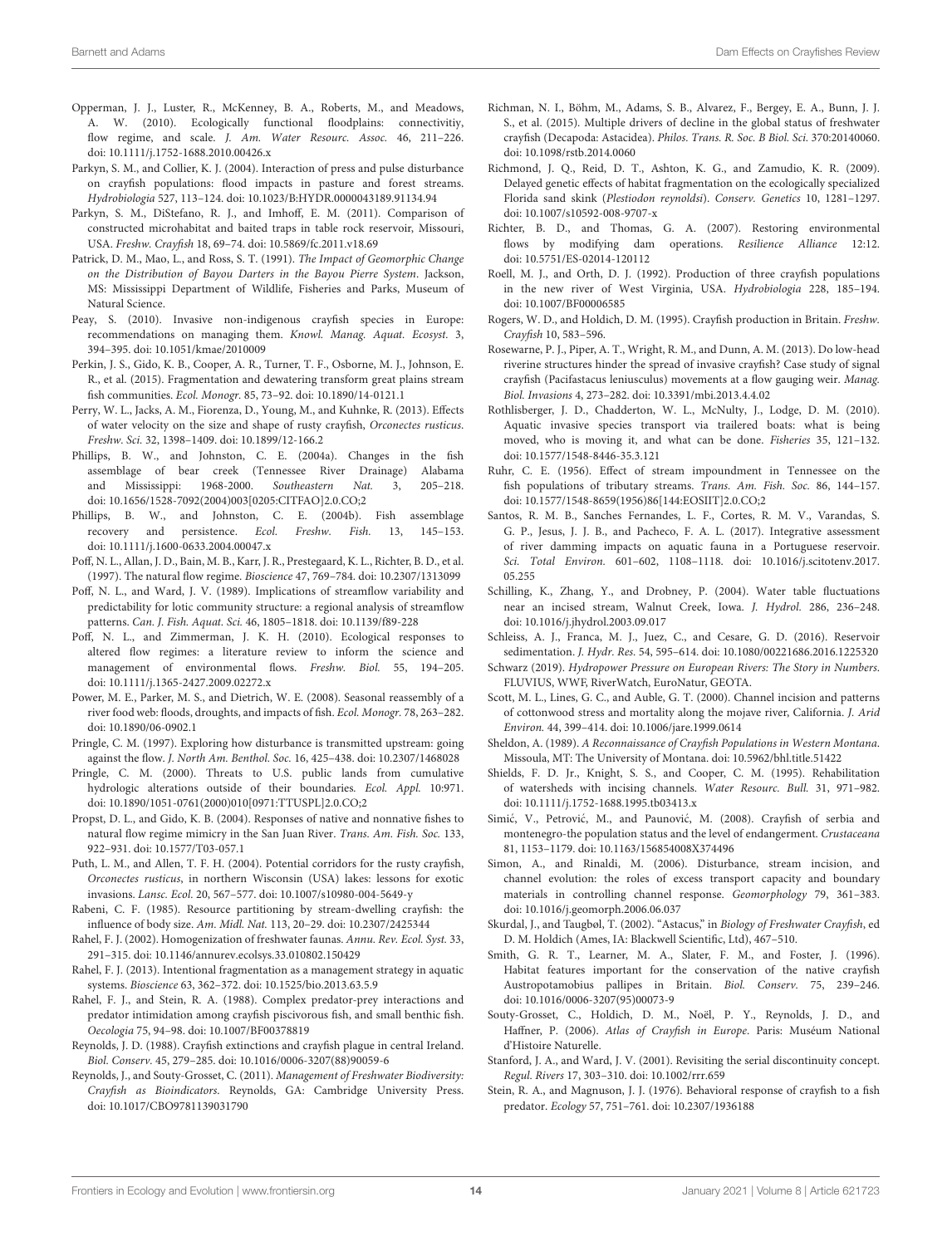Opperman, J. J., Luster, R., McKenney, B. A., Roberts, M., and Meadows, A. W. (2010). Ecologically functional floodplains: connectivitiy, flow regime, and scale. *J. Am. Water Resour. Assoc.* 46, 211–226. doi: 10.1111/j.1752-1688.2010.00426.x

Parkyn, S. M., and Collier, K. J. (2004). Interaction of press and pulse disturbance on crayfish populations: flood impacts in pasture and forest streams. *Hydrobiologia* 527, 113–124. doi: 10.1023/B:HYDR.0000043189.91134.94

Parkyn, S. M., DiStefano, R. J., and Imhoff, E. M. (2011). Comparison of constructed microhabitat and baited traps in table rock reservoir, Missouri, USA. *Freshw. Crayfish* 18, 69–74. doi: 10.5869/fc.2011.v18.69

Patrick, D. M., Mao, L., and Ross, S. T. (1991). *The Impact of Geomorphic Change on the Distribution of Bayou Darters in the Bayou Pierre System*. Jackson, MS: Mississippi Department of Wildlife, Fisheries and Parks, Museum of Natural Science.

Peay, S. (2010). Invasive non-indigenous crayfish species in Europe: recommendations on managing them. *Knowl. Manag. Aquat. Ecosyst.* 3, 394–395. doi: 10.1051/kmae/2010009

Perkin, J. S., Gido, K. B., Cooper, A. R., Turner, T. F., Osborne, M. J., Johnson, E. R., et al. (2015). Fragmentation and dewatering transform great plains stream fish communities. *Ecol. Monogr.* 85, 73–92. doi: 10.1890/14-0121.1

Perry, W. L., Jacks, A. M., Fiorenza, D., Young, M., and Kuhnke, R. (2013). Effects of water velocity on the size and shape of rusty crayfish, *Orconectes rusticus*. *Freshw. Sci.* 32, 1398–1409. doi: 10.1899/12-166.2

Phillips, B. W., and Johnston, C. E. (2004a). Changes in the fish assemblage of bear creek (Tennessee River Drainage) Alabama and Mississippi: 1968-2000. *Southeastern Nat.* 3, 205–218. doi: 10.1656/1528-7092(2004)003[0205:CITFAO]2.0.CO;2

Phillips, B. W., and Johnston, C. E. (2004b). Fish assemblage recovery and persistence. *Ecol. Freshw. Fish.* 13, 145–153. doi: 10.1111/j.1600-0633.2004.00047.x

Poff, N. L., Allan, J. D., Bain, M. B., Karr, J. R., Prestegaard, K. L., Richter, B. D., et al. (1997). The natural flow regime. *Bioscience* 47, 769–784. doi: 10.2307/1313099

Poff, N. L., and Ward, J. V. (1989). Implications of streamflow variability and predictability for lotic community structure: a regional analysis of streamflow patterns. *Can. J. Fish. Aquat. Sci.* 46, 1805–1818. doi: 10.1139/f89-228

Poff, N. L., and Zimmerman, J. K. H. (2010). Ecological responses to altered flow regimes: a literature review to inform the science and management of environmental flows. *Freshw. Biol.* 55, 194–205. doi: 10.1111/j.1365-2427.2009.02272.x

Power, M. E., Parker, M. S., and Dietrich, W. E. (2008). Seasonal reassembly of a river food web: floods, droughts, and impacts of fish. *Ecol. Monogr.* 78, 263–282. doi: 10.1890/06-0902.1

Pringle, C. M. (1997). Exploring how disturbance is transmitted upstream: going against the flow. *J. North Am. Benthol. Soc.* 16, 425–438. doi: 10.2307/1468028

Pringle, C. M. (2000). Threats to U.S. public lands from cumulative hydrologic alterations outside of their boundaries. *Ecol. Appl.* 10:971. doi: 10.1890/1051-0761(2000)010[0971:TTUSPL]2.0.CO;2

Propst, D. L., and Gido, K. B. (2004). Responses of native and nonnative fishes to natural flow regime mimicry in the San Juan River. *Trans. Am. Fish. Soc.* 133, 922–931. doi: 10.1577/T03-057.1

Puth, L. M., and Allen, T. F. H. (2004). Potential corridors for the rusty crayfish, *Orconectes rusticus*, in northern Wisconsin (USA) lakes: lessons for exotic invasions. *Lansc. Ecol.* 20, 567–577. doi: 10.1007/s10980-004-5649-y

Rabeni, C. F. (1985). Resource partitioning by stream-dwelling crayfish: the influence of body size. *Am. Midl. Nat.* 113, 20–29. doi: 10.2307/2425344

Rahel, F. J. (2002). Homogenization of freshwater faunas. *Annu. Rev. Ecol. Syst.* 33, 291–315. doi: 10.1146/annurev.ecolsys.33.010802.150429

Rahel, F. J. (2013). Intentional fragmentation as a management strategy in aquatic systems. *Bioscience* 63, 362–372. doi: 10.1525/bio.2013.63.5.9

Rahel, F. J., and Stein, R. A. (1988). Complex predator-prey interactions and predator intimidation among crayfish piscivorous fish, and small benthic fish. *Oecologia* 75, 94–98. doi: 10.1007/BF00378819

Reynolds, J. D. (1988). Crayfish extinctions and crayfish plague in central Ireland. *Biol. Conserv.* 45, 279–285. doi: 10.1016/0006-3207(88)90059-6

Reynolds, J., and Souty-Grosset, C. (2011). *Management of Freshwater Biodiversity: Crayfish as Bioindicators*. Reynolds, GA: Cambridge University Press. doi: 10.1017/CBO9781139031790

Richman, N. I., Böhm, M., Adams, S. B., Alvarez, F., Bergey, E. A., Bunn, J. J. S., et al. (2015). Multiple drivers of decline in the global status of freshwater crayfish (Decapoda: Astacidea). *Philos. Trans. R. Soc. B Biol. Sci.* 370:20140060. doi: 10.1098/rstb.2014.0060

Richmond, J. Q., Reid, D. T., Ashton, K. G., and Zamudio, K. R. (2009). Delayed genetic effects of habitat fragmentation on the ecologically specialized Florida sand skink (*Plestiodon reynoldsi*). *Conserv. Genetics* 10, 1281–1297. doi: 10.1007/s10592-008-9707-x

Richter, B. D., and Thomas, G. A. (2007). Restoring environmental flows by modifying dam operations. *Resilience Alliance* 12:12. doi: 10.5751/ES-02014-120112

Roell, M. J., and Orth, D. J. (1992). Production of three crayfish populations in the new river of West Virginia, USA. *Hydrobiologia* 228, 185–194. doi: 10.1007/BF00006585

Rogers, W. D., and Holdich, D. M. (1995). Crayfish production in Britain. *Freshw. Crayfish* 10, 583–596.

Rosewarne, P. J., Piper, A. T., Wright, R. M., and Dunn, A. M. (2013). Do low-head riverine structures hinder the spread of invasive crayfish? Case study of signal crayfish (Pacifastacus leniusculus) movements at a flow gauging weir. *Manag. Biol. Invasions* 4, 273–282. doi: 10.3391/mbi.2013.4.4.02

Rothlisberger, J. D., Chadderton, W. L., McNulty, J., Lodge, D. M. (2010). Aquatic invasive species transport via trailered boats: what is being moved, who is moving it, and what can be done. *Fisheries* 35, 121–132. doi: 10.1577/1548-8446-35.3.121

Ruhr, C. E. (1956). Effect of stream impoundment in Tennessee on the fish populations of tributary streams. *Trans. Am. Fish. Soc.* 86, 144–157. doi: 10.1577/1548-8659(1956)86[144:EOSIIT]2.0.CO;2

Santos, R. M. B., Sanches Fernandes, L. F., Cortes, R. M. V., Varandas, S. G. P., Jesus, J. J. B., and Pacheco, F. A. L. (2017). Integrative assessment of river damming impacts on aquatic fauna in a Portuguese reservoir. *Sci. Total Environ.* 601–602, 1108–1118. doi: 10.1016/j.scitotenv.2017.05.255

Schilling, K., Zhang, Y., and Drobney, P. (2004). Water table fluctuations near an incised stream, Walnut Creek, Iowa. *J. Hydrol.* 286, 236–248. doi: 10.1016/j.jhydrol.2003.09.017

Schleiss, A. J., Franca, M. J., Juez, C., and Cesare, G. D. (2016). Reservoir sedimentation. *J. Hydr. Res.* 54, 595–614. doi: 10.1080/00221686.2016.1225320

Schwarz (2019). *Hydropower Pressure on European Rivers: The Story in Numbers*. FLUVIUS, WWF, RiverWatch, EuroNatur, GEOTA.

Scott, M. L., Lines, G. C., and Auble, G. T. (2000). Channel incision and patterns of cottonwood stress and mortality along the mojave river, California. *J. Arid Environ.* 44, 399–414. doi: 10.1006/jare.1999.0614

Sheldon, A. (1989). *A Reconnaissance of Crayfish Populations in Western Montana*. Missoula, MT: The University of Montana. doi: 10.5962/bhl.title.51422

Shields, F. D. Jr., Knight, S. S., and Cooper, C. M. (1995). Rehabilitation of watersheds with incising channels. *Water Resour. Bull.* 31, 971–982. doi: 10.1111/j.1752-1688.1995.tb03413.x

Simić, V., Petrović, M., and Paunović, M. (2008). Crayfish of serbia and montenegro-the population status and the level of endangerment. *Crustaceana* 81, 1153–1179. doi: 10.1163/156854008X374496

Simon, A., and Rinaldi, M. (2006). Disturbance, stream incision, and channel evolution: the roles of excess transport capacity and boundary materials in controlling channel response. *Geomorphology* 79, 361–383. doi: 10.1016/j.geomorph.2006.06.037

Skurdal, J., and Taugbøl, T. (2002). "Astacus," in *Biology of Freshwater Crayfish*, ed D. M. Holdich (Ames, IA: Blackwell Scientific, Ltd), 467–510.

Smith, G. R. T., Learner, M. A., Slater, F. M., and Foster, J. (1996). Habitat features important for the conservation of the native crayfish Austropotamobius pallipes in Britain. *Biol. Conserv.* 75, 239–246. doi: 10.1016/0006-3207(95)00073-9

Souty-Grosset, C., Holdich, D. M., Noël, P. Y., Reynolds, J. D., and Haffner, P. (2006). *Atlas of Crayfish in Europe*. Paris: Muséum National d'Histoire Naturelle.

Stanford, J. A., and Ward, J. V. (2001). Revisiting the serial discontinuity concept. *Regul. Rivers* 17, 303–310. doi: 10.1002/rrr.659

Stein, R. A., and Magnuson, J. J. (1976). Behavioral response of crayfish to a fish predator. *Ecology* 57, 751–761. doi: 10.2307/1936188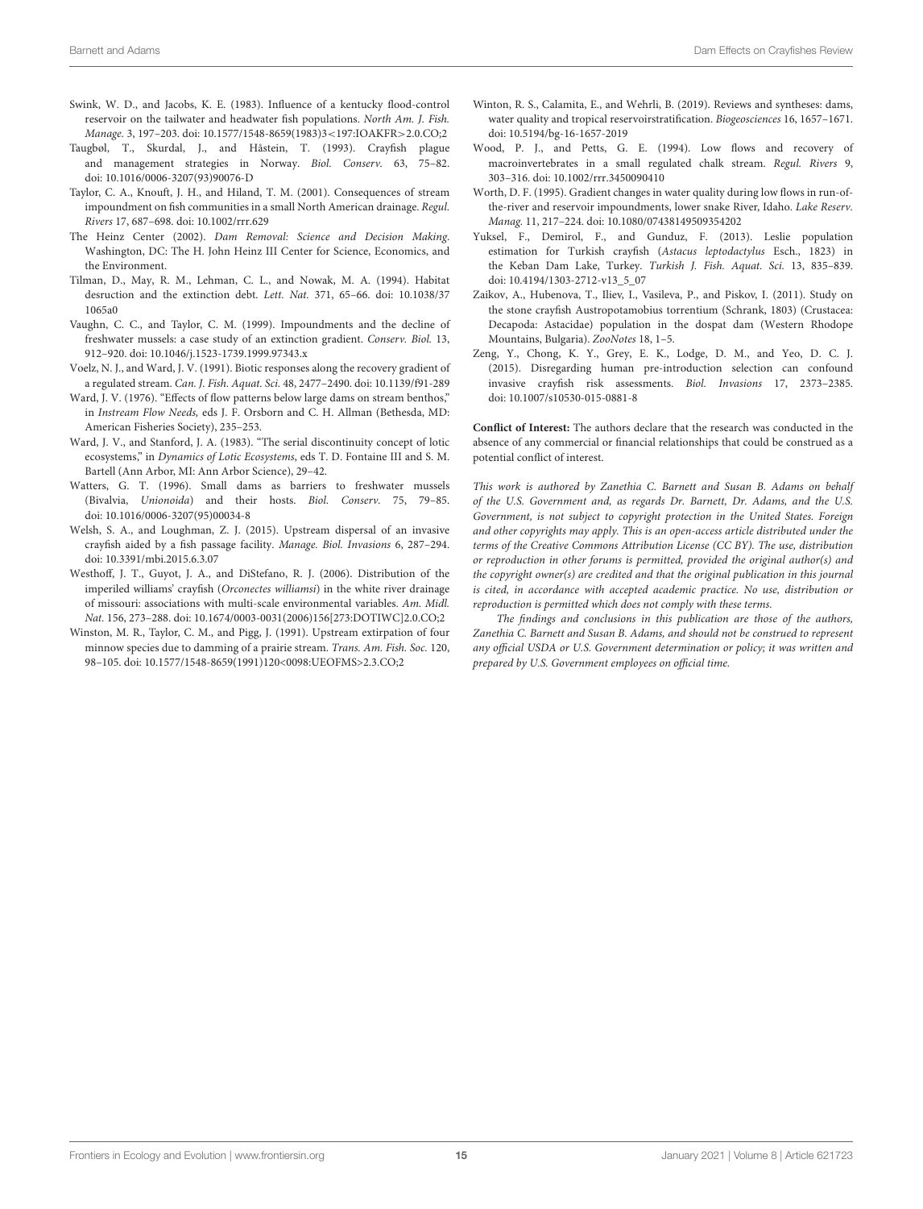Swink, W. D., and Jacobs, K. E. (1983). Influence of a kentucky flood-control reservoir on the tailwater and headwater fish populations. *North Am. J. Fish. Manage.* 3, 197–203. doi: 10.1577/1548-8659(1983)3<197:IOAKFR>2.0.CO;2

Taugbøl, T., Skurdal, J., and Håstein, T. (1993). Crayfish plague and management strategies in Norway. *Biol. Conserv.* 63, 75–82. doi: 10.1016/0006-3207(93)90076-D

Taylor, C. A., Knouft, J. H., and Hiland, T. M. (2001). Consequences of stream impoundment on fish communities in a small North American drainage. *Regul. Rivers* 17, 687–698. doi: 10.1002/rrr.629

The Heinz Center (2002). *Dam Removal: Science and Decision Making.* Washington, DC: The H. John Heinz III Center for Science, Economics, and the Environment.

Tilman, D., May, R. M., Lehman, C. L., and Nowak, M. A. (1994). Habitat desruction and the extinction debt. *Lett. Nat.* 371, 65–66. doi: 10.1038/371065a0

Vaughn, C. C., and Taylor, C. M. (1999). Impoundments and the decline of freshwater mussels: a case study of an extinction gradient. *Conserv. Biol.* 13, 912–920. doi: 10.1046/j.1523-1739.1999.97343.x

Voelz, N. J., and Ward, J. V. (1991). Biotic responses along the recovery gradient of a regulated stream. *Can. J. Fish. Aquat. Sci.* 48, 2477–2490. doi: 10.1139/f91-289

Ward, J. V. (1976). "Effects of flow patterns below large dams on stream benthos," in *Instream Flow Needs,* eds J. F. Orsborn and C. H. Allman (Bethesda, MD: American Fisheries Society), 235–253.

Ward, J. V., and Stanford, J. A. (1983). "The serial discontinuity concept of lotic ecosystems," in *Dynamics of Lotic Ecosystems*, eds T. D. Fontaine III and S. M. Bartell (Ann Arbor, MI: Ann Arbor Science), 29–42.

Watters, G. T. (1996). Small dams as barriers to freshwater mussels (Bivalvia, *Unionoida*) and their hosts. *Biol. Conserv.* 75, 79–85. doi: 10.1016/0006-3207(95)00034-8

Welsh, S. A., and Loughman, Z. J. (2015). Upstream dispersal of an invasive crayfish aided by a fish passage facility. *Manage. Biol. Invasions* 6, 287–294. doi: 10.3391/mbi.2015.6.3.07

Westhoff, J. T., Guyot, J. A., and DiStefano, R. J. (2006). Distribution of the imperiled williams' crayfish (*Orconectes williamsi*) in the white river drainage of missouri: associations with multi-scale environmental variables. *Am. Midl. Nat.* 156, 273–288. doi: 10.1674/0003-0031(2006)156[273:DOTIWC]2.0.CO;2

Winston, M. R., Taylor, C. M., and Pigg, J. (1991). Upstream extirpation of four minnow species due to damming of a prairie stream. *Trans. Am. Fish. Soc.* 120, 98–105. doi: 10.1577/1548-8659(1991)120<0098:UEOFMS>2.3.CO;2

Winton, R. S., Calamita, E., and Wehrli, B. (2019). Reviews and syntheses: dams, water quality and tropical reservoirstratification. *Biogeosciences* 16, 1657–1671. doi: 10.5194/bg-16-1657-2019

Wood, P. J., and Petts, G. E. (1994). Low flows and recovery of macroinvertebrates in a small regulated chalk stream. *Regul. Rivers* 9, 303–316. doi: 10.1002/rrr.3450090410

Worth, D. F. (1995). Gradient changes in water quality during low flows in run-of-the-river and reservoir impoundments, lower snake River, Idaho. *Lake Reserv. Manag.* 11, 217–224. doi: 10.1080/07438149509354202

Yuksel, F., Demirol, F., and Gunduz, F. (2013). Leslie population estimation for Turkish crayfish (*Astacus leptodactylus* Esch., 1823) in the Keban Dam Lake, Turkey. *Turkish J. Fish. Aquat. Sci.* 13, 835–839. doi: 10.4194/1303-2712-v13_5_07

Zaikov, A., Hubenova, T., Iliev, I., Vasileva, P., and Piskov, I. (2011). Study on the stone crayfish Austropotamobius torrentium (Schrank, 1803) (Crustacea: Decapoda: Astacidae) population in the dospat dam (Western Rhodope Mountains, Bulgaria). *ZooNotes* 18, 1–5.

Zeng, Y., Chong, K. Y., Grey, E. K., Lodge, D. M., and Yeo, D. C. J. (2015). Disregarding human pre-introduction selection can confound invasive crayfish risk assessments. *Biol. Invasions* 17, 2373–2385. doi: 10.1007/s10530-015-0881-8

**Conflict of Interest:** The authors declare that the research was conducted in the absence of any commercial or financial relationships that could be construed as a potential conflict of interest.

*This work is authored by Zanethia C. Barnett and Susan B. Adams on behalf of the U.S. Government and, as regards Dr. Barnett, Dr. Adams, and the U.S. Government, is not subject to copyright protection in the United States. Foreign and other copyrights may apply. This is an open-access article distributed under the terms of the Creative Commons Attribution License (CC BY). The use, distribution or reproduction in other forums is permitted, provided the original author(s) and the copyright owner(s) are credited and that the original publication in this journal is cited, in accordance with accepted academic practice. No use, distribution or reproduction is permitted which does not comply with these terms.*

*The findings and conclusions in this publication are those of the authors, Zanethia C. Barnett and Susan B. Adams, and should not be construed to represent any official USDA or U.S. Government determination or policy; it was written and prepared by U.S. Government employees on official time.*